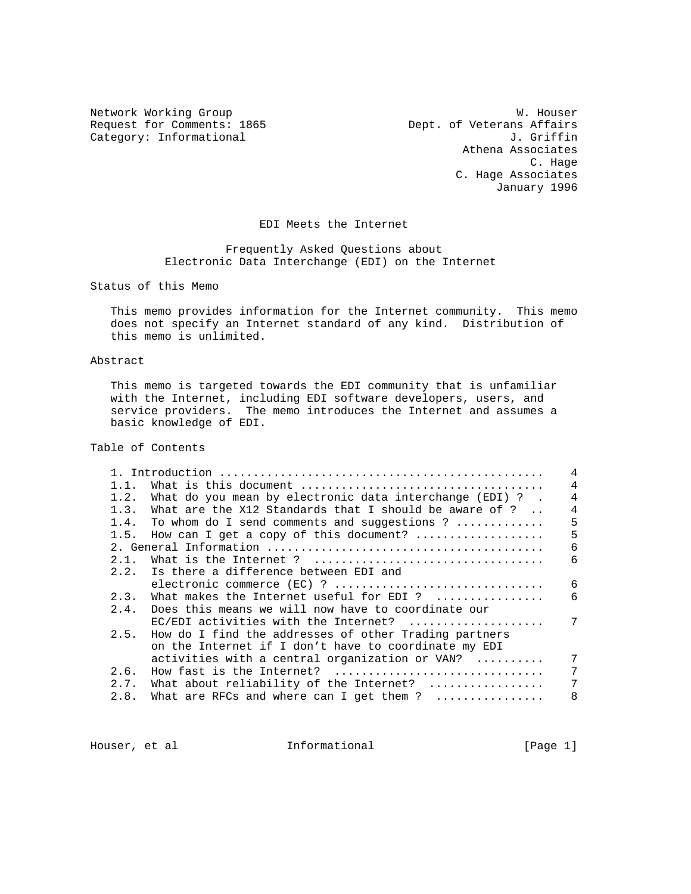Network Working Group — W. Houser
Request for Comments: 1865 — Dept. of Veterans Affairs
Category: Informational — J. Griffin, Athena Associates
C. Hage, C. Hage Associates
January 1996

# EDI Meets the Internet

## Frequently Asked Questions about Electronic Data Interchange (EDI) on the Internet

### Status of this Memo

This memo provides information for the Internet community. This memo does not specify an Internet standard of any kind. Distribution of this memo is unlimited.

### Abstract

This memo is targeted towards the EDI community that is unfamiliar with the Internet, including EDI software developers, users, and service providers. The memo introduces the Internet and assumes a basic knowledge of EDI.

### Table of Contents

```
1. Introduction ...............................................   4
1.1.  What is this document ..................................   4
1.2.  What do you mean by electronic data interchange (EDI) ?  .   4
1.3.  What are the X12 Standards that I should be aware of ?  ..   4
1.4.  To whom do I send comments and suggestions ? ............   5
1.5.  How can I get a copy of this document? ..................   5
2. General Information ........................................   6
2.1.  What is the Internet ?  .................................   6
2.2.  Is there a difference between EDI and
      electronic commerce (EC) ? ..............................   6
2.3.  What makes the Internet useful for EDI ?  ...............   6
2.4.  Does this means we will now have to coordinate our
      EC/EDI activities with the Internet?  ...................   7
2.5.  How do I find the addresses of other Trading partners
      on the Internet if I don't have to coordinate my EDI
      activities with a central organization or VAN?  .........   7
2.6.  How fast is the Internet?  ..............................   7
2.7.  What about reliability of the Internet?  ................   7
2.8.  What are RFCs and where can I get them ?  ...............   8
```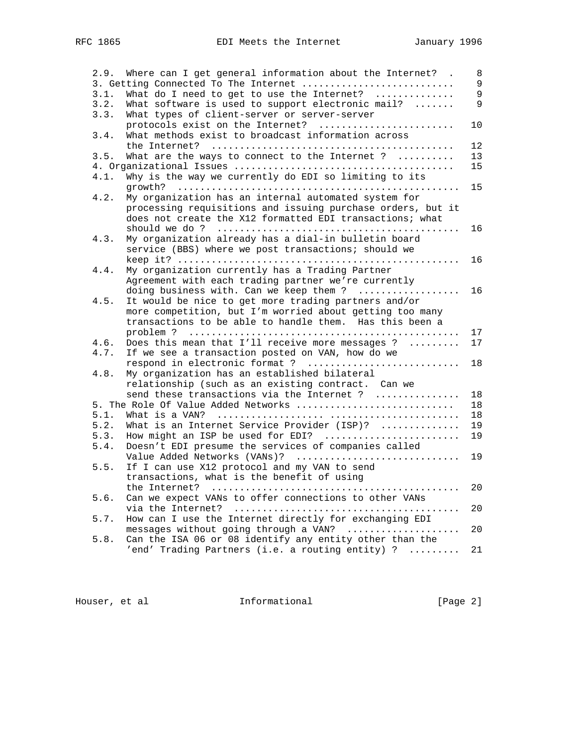2.9. Where can I get general information about the Internet? . 8
3. Getting Connected To The Internet .......................... 9
3.1. What do I need to get to use the Internet? ............. 9
3.2. What software is used to support electronic mail? ....... 9
3.3. What types of client-server or server-server protocols exist on the Internet? ....................... 10
3.4. What methods exist to broadcast information across the Internet? .......................................... 12
3.5. What are the ways to connect to the Internet ? .......... 13
4. Organizational Issues ...................................... 15
4.1. Why is the way we currently do EDI so limiting to its growth? ................................................. 15
4.2. My organization has an internal automated system for processing requisitions and issuing purchase orders, but it does not create the X12 formatted EDI transactions; what should we do ? .......................................... 16
4.3. My organization already has a dial-in bulletin board service (BBS) where we post transactions; should we keep it? ................................................ 16
4.4. My organization currently has a Trading Partner Agreement with each trading partner we're currently doing business with. Can we keep them ? .................. 16
4.5. It would be nice to get more trading partners and/or more competition, but I'm worried about getting too many transactions to be able to handle them. Has this been a problem ? .............................................. 17
4.6. Does this mean that I'll receive more messages ? ......... 17
4.7. If we see a transaction posted on VAN, how do we respond in electronic format ? .......................... 18
4.8. My organization has an established bilateral relationship (such as an existing contract. Can we send these transactions via the Internet ? .............. 18
5. The Role Of Value Added Networks ........................... 18
5.1. What is a VAN? .................... ...................... 18
5.2. What is an Internet Service Provider (ISP)? ............. 19
5.3. How might an ISP be used for EDI? ....................... 19
5.4. Doesn't EDI presume the services of companies called Value Added Networks (VANs)? ............................ 19
5.5. If I can use X12 protocol and my VAN to send transactions, what is the benefit of using the Internet? .......................................... 20
5.6. Can we expect VANs to offer connections to other VANs via the Internet? ....................................... 20
5.7. How can I use the Internet directly for exchanging EDI messages without going through a VAN? .................... 20
5.8. Can the ISA 06 or 08 identify any entity other than the 'end' Trading Partners (i.e. a routing entity) ? ......... 21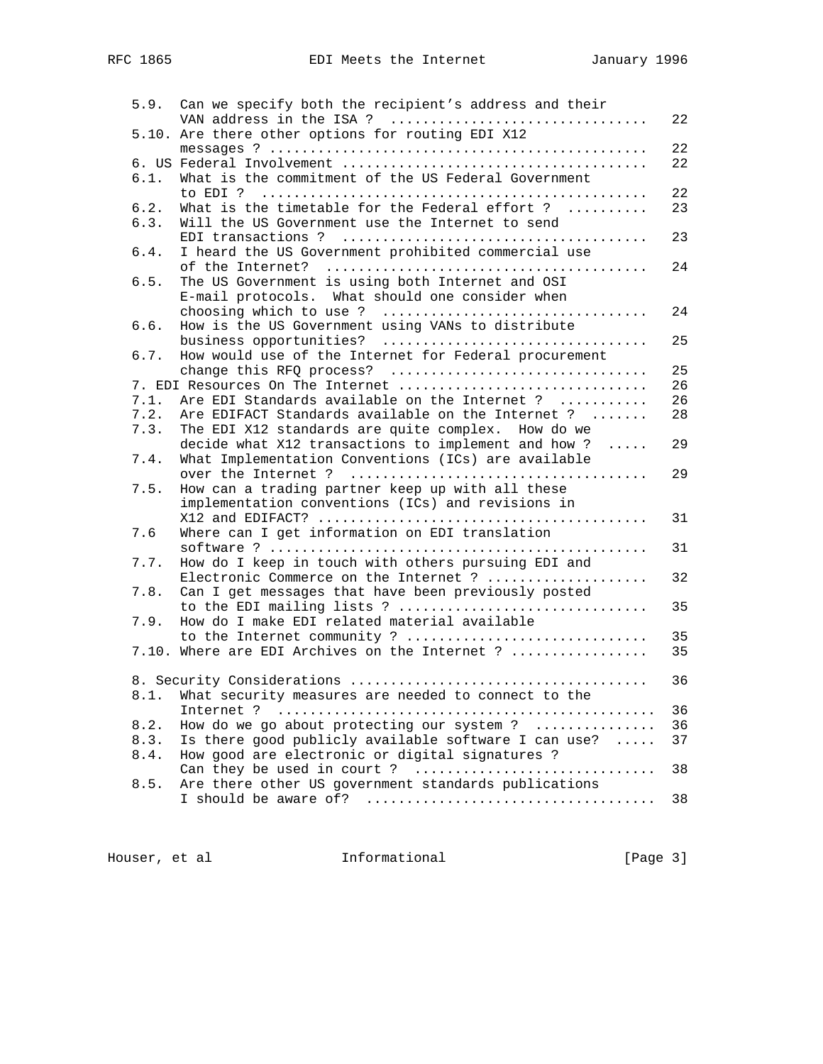```
   5.9.  Can we specify both the recipient's address and their
         VAN address in the ISA ?  ..............................   22
   5.10. Are there other options for routing EDI X12
         messages ? ..............................................   22
   6. US Federal Involvement .....................................   22
   6.1.  What is the commitment of the US Federal Government
         to EDI ?  ...............................................   22
   6.2.  What is the timetable for the Federal effort ?  .........   23
   6.3.  Will the US Government use the Internet to send
         EDI transactions ?  .....................................   23
   6.4.  I heard the US Government prohibited commercial use
         of the Internet?  .......................................   24
   6.5.  The US Government is using both Internet and OSI
         E-mail protocols.  What should one consider when
         choosing which to use ?  ...............................   24
   6.6.  How is the US Government using VANs to distribute
         business opportunities?  ...............................   25
   6.7.  How would use of the Internet for Federal procurement
         change this RFQ process?  ..............................   25
   7. EDI Resources On The Internet ..............................   26
   7.1.  Are EDI Standards available on the Internet ?  ..........   26
   7.2.  Are EDIFACT Standards available on the Internet ?  .......   28
   7.3.  The EDI X12 standards are quite complex.  How do we
         decide what X12 transactions to implement and how ?  .....   29
   7.4.  What Implementation Conventions (ICs) are available
         over the Internet ?  ....................................   29
   7.5.  How can a trading partner keep up with all these
         implementation conventions (ICs) and revisions in
         X12 and EDIFACT? ........................................   31
   7.6   Where can I get information on EDI translation
         software ? ..............................................   31
   7.7.  How do I keep in touch with others pursuing EDI and
         Electronic Commerce on the Internet ? ...................   32
   7.8.  Can I get messages that have been previously posted
         to the EDI mailing lists ? ..............................   35
   7.9.  How do I make EDI related material available
         to the Internet community ? .............................   35
   7.10. Where are EDI Archives on the Internet ? ................   35

   8. Security Considerations ....................................   36
   8.1.  What security measures are needed to connect to the
         Internet ?  ..............................................   36
   8.2.  How do we go about protecting our system ?  ..............   36
   8.3.  Is there good publicly available software I can use?  .....   37
   8.4.  How good are electronic or digital signatures ?
         Can they be used in court ?  ............................   38
   8.5.  Are there other US government standards publications
         I should be aware of?  ...................................   38
```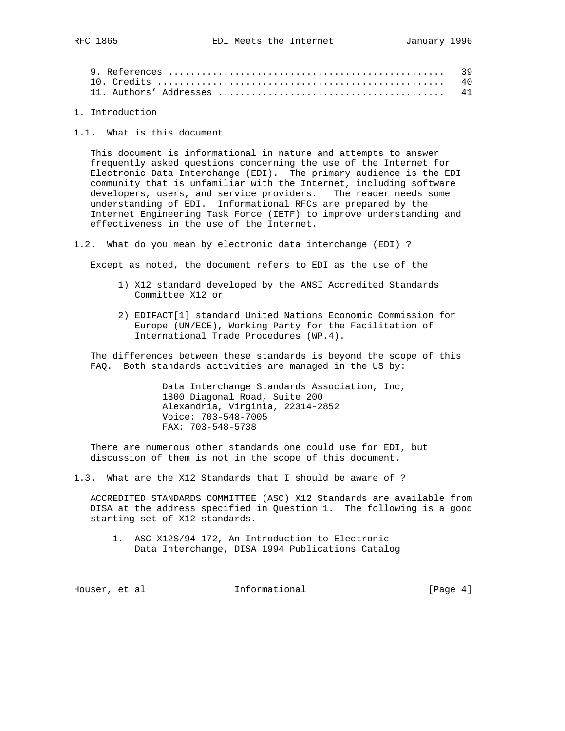9. References ................................................. 39
10. Credits .................................................. 40
11. Authors' Addresses ....................................... 41

# 1. Introduction

## 1.1. What is this document

This document is informational in nature and attempts to answer frequently asked questions concerning the use of the Internet for Electronic Data Interchange (EDI). The primary audience is the EDI community that is unfamiliar with the Internet, including software developers, users, and service providers. The reader needs some understanding of EDI. Informational RFCs are prepared by the Internet Engineering Task Force (IETF) to improve understanding and effectiveness in the use of the Internet.

## 1.2. What do you mean by electronic data interchange (EDI) ?

Except as noted, the document refers to EDI as the use of the

1) X12 standard developed by the ANSI Accredited Standards Committee X12 or

2) EDIFACT[1] standard United Nations Economic Commission for Europe (UN/ECE), Working Party for the Facilitation of International Trade Procedures (WP.4).

The differences between these standards is beyond the scope of this FAQ. Both standards activities are managed in the US by:

Data Interchange Standards Association, Inc,
1800 Diagonal Road, Suite 200
Alexandria, Virginia, 22314-2852
Voice: 703-548-7005
FAX: 703-548-5738

There are numerous other standards one could use for EDI, but discussion of them is not in the scope of this document.

## 1.3. What are the X12 Standards that I should be aware of ?

ACCREDITED STANDARDS COMMITTEE (ASC) X12 Standards are available from DISA at the address specified in Question 1. The following is a good starting set of X12 standards.

1. ASC X12S/94-172, An Introduction to Electronic Data Interchange, DISA 1994 Publications Catalog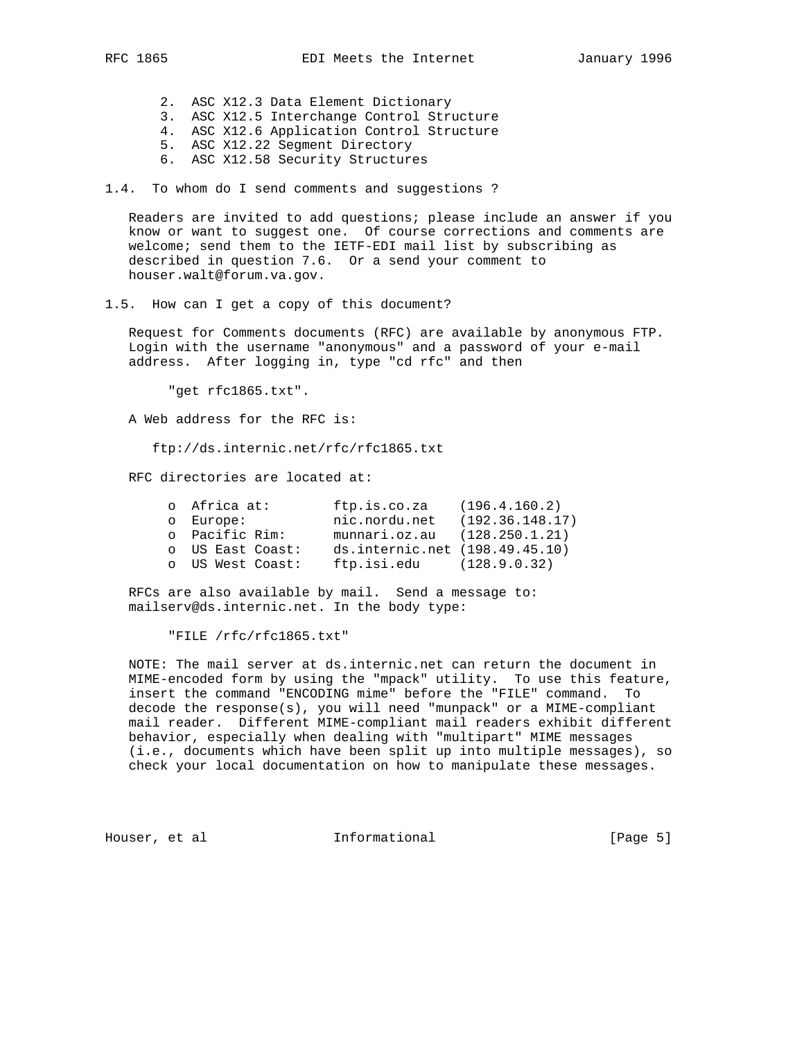2. ASC X12.3 Data Element Dictionary
3. ASC X12.5 Interchange Control Structure
4. ASC X12.6 Application Control Structure
5. ASC X12.22 Segment Directory
6. ASC X12.58 Security Structures

### 1.4. To whom do I send comments and suggestions ?

Readers are invited to add questions; please include an answer if you know or want to suggest one. Of course corrections and comments are welcome; send them to the IETF-EDI mail list by subscribing as described in question 7.6. Or a send your comment to houser.walt@forum.va.gov.

### 1.5. How can I get a copy of this document?

Request for Comments documents (RFC) are available by anonymous FTP. Login with the username "anonymous" and a password of your e-mail address. After logging in, type "cd rfc" and then

```
"get rfc1865.txt".
```

A Web address for the RFC is:

```
ftp://ds.internic.net/rfc/rfc1865.txt
```

RFC directories are located at:

```
o  Africa at:        ftp.is.co.za    (196.4.160.2)
o  Europe:           nic.nordu.net   (192.36.148.17)
o  Pacific Rim:      munnari.oz.au   (128.250.1.21)
o  US East Coast:    ds.internic.net (198.49.45.10)
o  US West Coast:    ftp.isi.edu     (128.9.0.32)
```

RFCs are also available by mail. Send a message to: mailserv@ds.internic.net. In the body type:

```
"FILE /rfc/rfc1865.txt"
```

NOTE: The mail server at ds.internic.net can return the document in MIME-encoded form by using the "mpack" utility. To use this feature, insert the command "ENCODING mime" before the "FILE" command. To decode the response(s), you will need "munpack" or a MIME-compliant mail reader. Different MIME-compliant mail readers exhibit different behavior, especially when dealing with "multipart" MIME messages (i.e., documents which have been split up into multiple messages), so check your local documentation on how to manipulate these messages.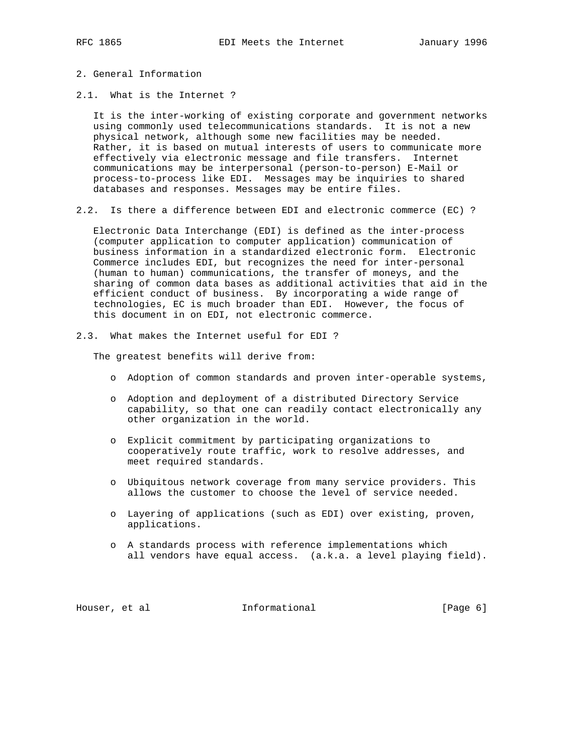## 2. General Information

### 2.1. What is the Internet ?

It is the inter-working of existing corporate and government networks using commonly used telecommunications standards. It is not a new physical network, although some new facilities may be needed. Rather, it is based on mutual interests of users to communicate more effectively via electronic message and file transfers. Internet communications may be interpersonal (person-to-person) E-Mail or process-to-process like EDI. Messages may be inquiries to shared databases and responses. Messages may be entire files.

### 2.2. Is there a difference between EDI and electronic commerce (EC) ?

Electronic Data Interchange (EDI) is defined as the inter-process (computer application to computer application) communication of business information in a standardized electronic form. Electronic Commerce includes EDI, but recognizes the need for inter-personal (human to human) communications, the transfer of moneys, and the sharing of common data bases as additional activities that aid in the efficient conduct of business. By incorporating a wide range of technologies, EC is much broader than EDI. However, the focus of this document in on EDI, not electronic commerce.

### 2.3. What makes the Internet useful for EDI ?

The greatest benefits will derive from:

- Adoption of common standards and proven inter-operable systems,
- Adoption and deployment of a distributed Directory Service capability, so that one can readily contact electronically any other organization in the world.
- Explicit commitment by participating organizations to cooperatively route traffic, work to resolve addresses, and meet required standards.
- Ubiquitous network coverage from many service providers. This allows the customer to choose the level of service needed.
- Layering of applications (such as EDI) over existing, proven, applications.
- A standards process with reference implementations which all vendors have equal access. (a.k.a. a level playing field).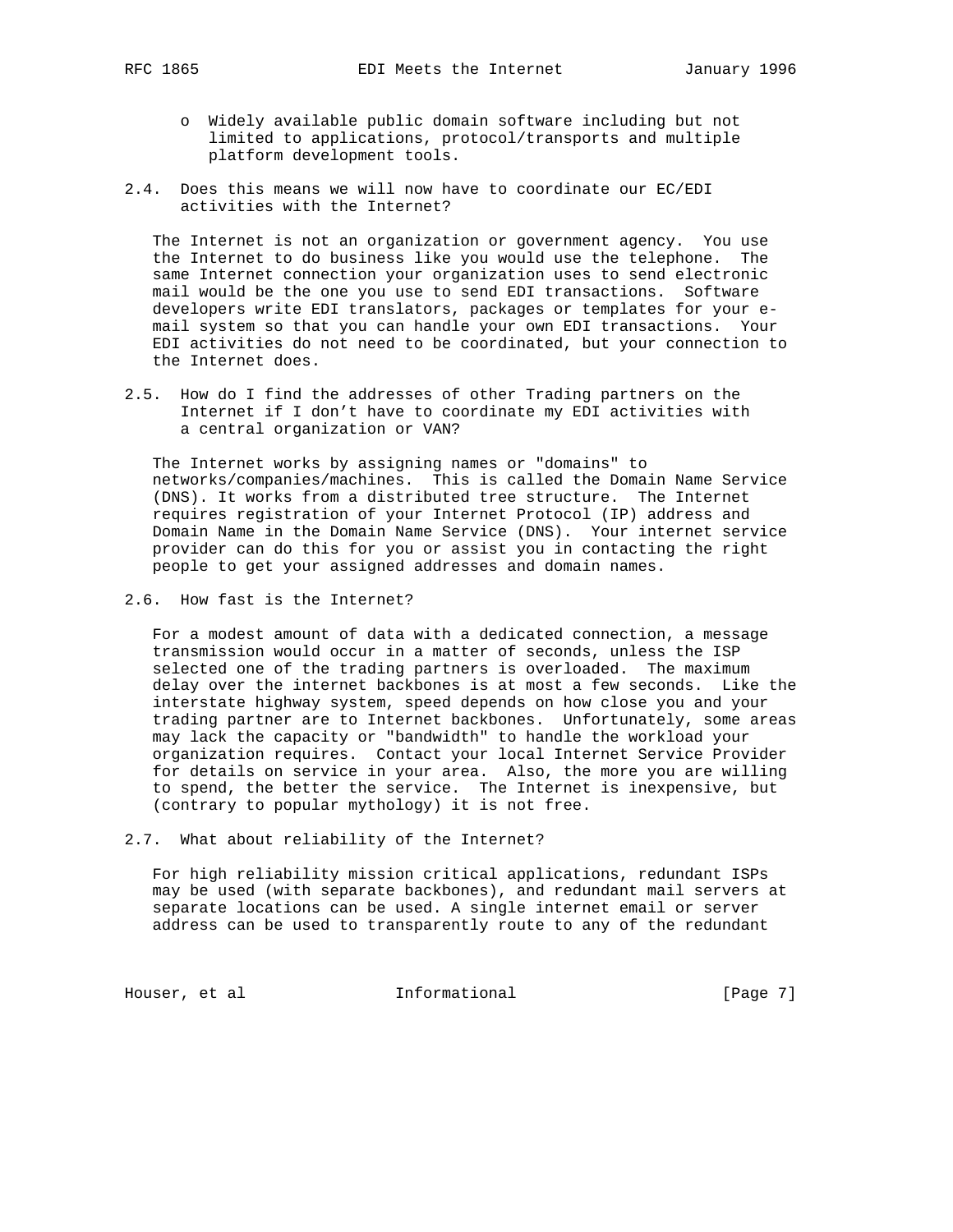- Widely available public domain software including but not limited to applications, protocol/transports and multiple platform development tools.

### 2.4. Does this means we will now have to coordinate our EC/EDI activities with the Internet?

The Internet is not an organization or government agency. You use the Internet to do business like you would use the telephone. The same Internet connection your organization uses to send electronic mail would be the one you use to send EDI transactions. Software developers write EDI translators, packages or templates for your e-mail system so that you can handle your own EDI transactions. Your EDI activities do not need to be coordinated, but your connection to the Internet does.

### 2.5. How do I find the addresses of other Trading partners on the Internet if I don't have to coordinate my EDI activities with a central organization or VAN?

The Internet works by assigning names or "domains" to networks/companies/machines. This is called the Domain Name Service (DNS). It works from a distributed tree structure. The Internet requires registration of your Internet Protocol (IP) address and Domain Name in the Domain Name Service (DNS). Your internet service provider can do this for you or assist you in contacting the right people to get your assigned addresses and domain names.

### 2.6. How fast is the Internet?

For a modest amount of data with a dedicated connection, a message transmission would occur in a matter of seconds, unless the ISP selected one of the trading partners is overloaded. The maximum delay over the internet backbones is at most a few seconds. Like the interstate highway system, speed depends on how close you and your trading partner are to Internet backbones. Unfortunately, some areas may lack the capacity or "bandwidth" to handle the workload your organization requires. Contact your local Internet Service Provider for details on service in your area. Also, the more you are willing to spend, the better the service. The Internet is inexpensive, but (contrary to popular mythology) it is not free.

### 2.7. What about reliability of the Internet?

For high reliability mission critical applications, redundant ISPs may be used (with separate backbones), and redundant mail servers at separate locations can be used. A single internet email or server address can be used to transparently route to any of the redundant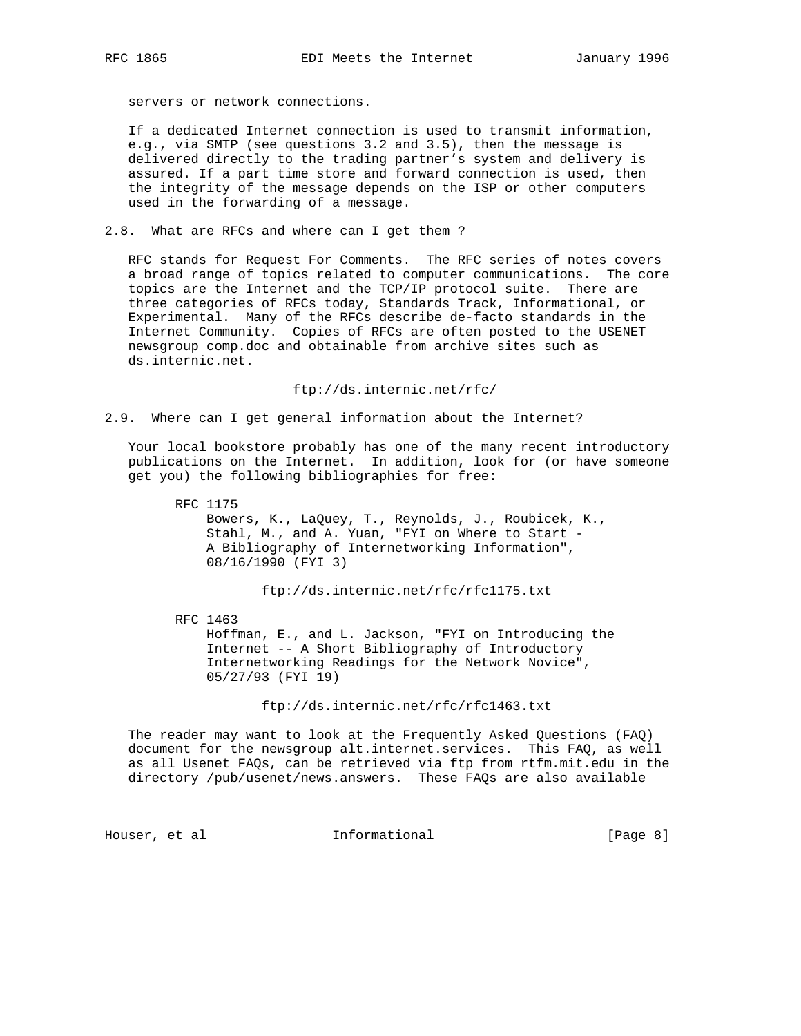servers or network connections.

If a dedicated Internet connection is used to transmit information, e.g., via SMTP (see questions 3.2 and 3.5), then the message is delivered directly to the trading partner's system and delivery is assured. If a part time store and forward connection is used, then the integrity of the message depends on the ISP or other computers used in the forwarding of a message.

## 2.8. What are RFCs and where can I get them ?

RFC stands for Request For Comments. The RFC series of notes covers a broad range of topics related to computer communications. The core topics are the Internet and the TCP/IP protocol suite. There are three categories of RFCs today, Standards Track, Informational, or Experimental. Many of the RFCs describe de-facto standards in the Internet Community. Copies of RFCs are often posted to the USENET newsgroup comp.doc and obtainable from archive sites such as ds.internic.net.

ftp://ds.internic.net/rfc/

## 2.9. Where can I get general information about the Internet?

Your local bookstore probably has one of the many recent introductory publications on the Internet. In addition, look for (or have someone get you) the following bibliographies for free:

RFC 1175
Bowers, K., LaQuey, T., Reynolds, J., Roubicek, K., Stahl, M., and A. Yuan, "FYI on Where to Start - A Bibliography of Internetworking Information", 08/16/1990 (FYI 3)

ftp://ds.internic.net/rfc/rfc1175.txt

RFC 1463
Hoffman, E., and L. Jackson, "FYI on Introducing the Internet -- A Short Bibliography of Introductory Internetworking Readings for the Network Novice", 05/27/93 (FYI 19)

ftp://ds.internic.net/rfc/rfc1463.txt

The reader may want to look at the Frequently Asked Questions (FAQ) document for the newsgroup alt.internet.services. This FAQ, as well as all Usenet FAQs, can be retrieved via ftp from rtfm.mit.edu in the directory /pub/usenet/news.answers. These FAQs are also available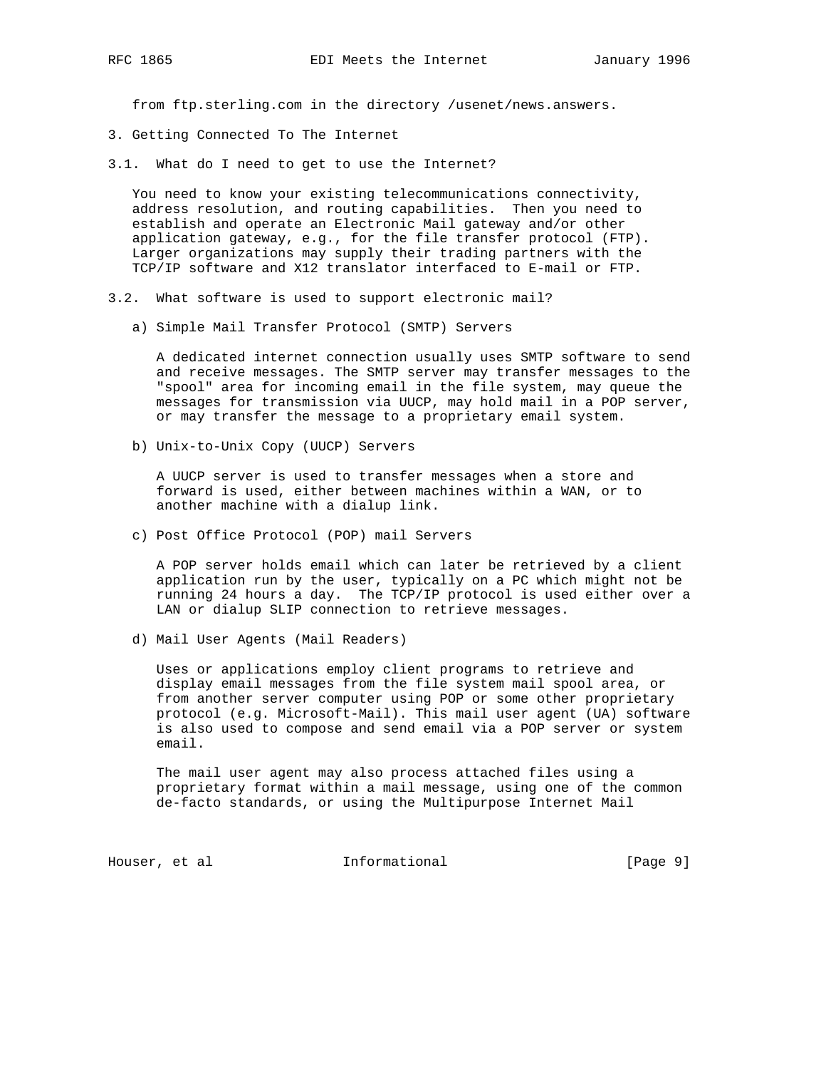from ftp.sterling.com in the directory /usenet/news.answers.

## 3. Getting Connected To The Internet

### 3.1. What do I need to get to use the Internet?

You need to know your existing telecommunications connectivity, address resolution, and routing capabilities. Then you need to establish and operate an Electronic Mail gateway and/or other application gateway, e.g., for the file transfer protocol (FTP). Larger organizations may supply their trading partners with the TCP/IP software and X12 translator interfaced to E-mail or FTP.

### 3.2. What software is used to support electronic mail?

a) Simple Mail Transfer Protocol (SMTP) Servers

A dedicated internet connection usually uses SMTP software to send and receive messages. The SMTP server may transfer messages to the "spool" area for incoming email in the file system, may queue the messages for transmission via UUCP, may hold mail in a POP server, or may transfer the message to a proprietary email system.

b) Unix-to-Unix Copy (UUCP) Servers

A UUCP server is used to transfer messages when a store and forward is used, either between machines within a WAN, or to another machine with a dialup link.

c) Post Office Protocol (POP) mail Servers

A POP server holds email which can later be retrieved by a client application run by the user, typically on a PC which might not be running 24 hours a day. The TCP/IP protocol is used either over a LAN or dialup SLIP connection to retrieve messages.

d) Mail User Agents (Mail Readers)

Uses or applications employ client programs to retrieve and display email messages from the file system mail spool area, or from another server computer using POP or some other proprietary protocol (e.g. Microsoft-Mail). This mail user agent (UA) software is also used to compose and send email via a POP server or system email.

The mail user agent may also process attached files using a proprietary format within a mail message, using one of the common de-facto standards, or using the Multipurpose Internet Mail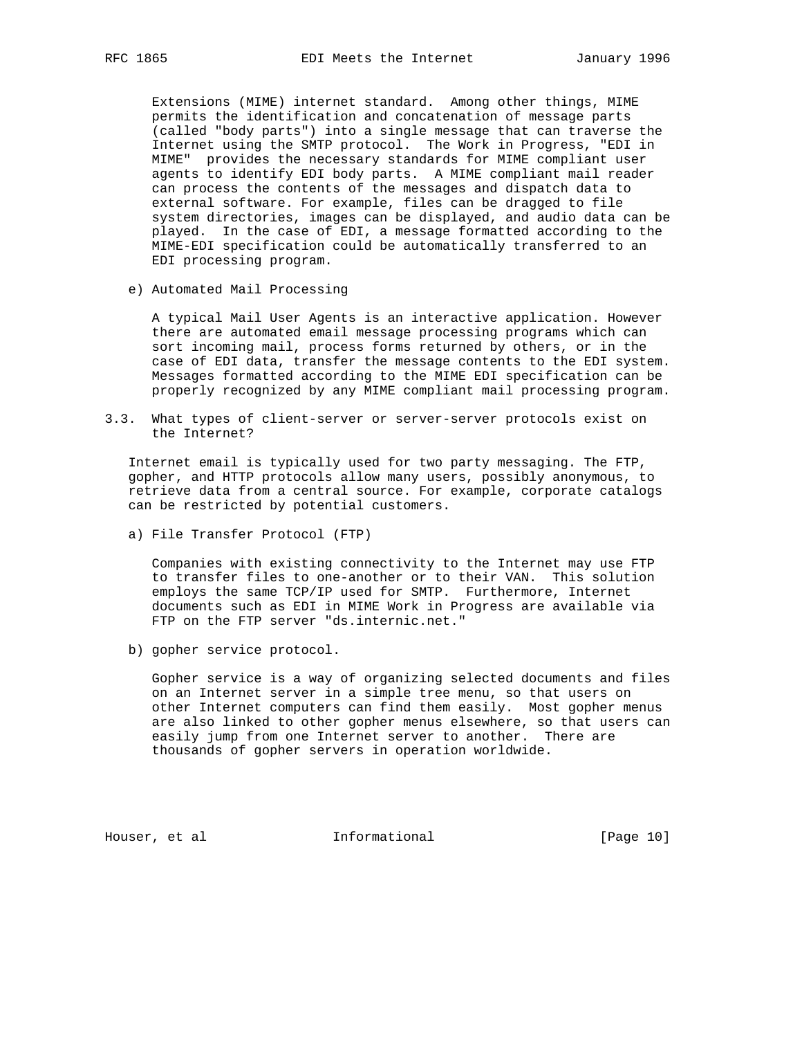Extensions (MIME) internet standard. Among other things, MIME permits the identification and concatenation of message parts (called "body parts") into a single message that can traverse the Internet using the SMTP protocol. The Work in Progress, "EDI in MIME" provides the necessary standards for MIME compliant user agents to identify EDI body parts. A MIME compliant mail reader can process the contents of the messages and dispatch data to external software. For example, files can be dragged to file system directories, images can be displayed, and audio data can be played. In the case of EDI, a message formatted according to the MIME-EDI specification could be automatically transferred to an EDI processing program.

e) Automated Mail Processing

A typical Mail User Agents is an interactive application. However there are automated email message processing programs which can sort incoming mail, process forms returned by others, or in the case of EDI data, transfer the message contents to the EDI system. Messages formatted according to the MIME EDI specification can be properly recognized by any MIME compliant mail processing program.

### 3.3. What types of client-server or server-server protocols exist on the Internet?

Internet email is typically used for two party messaging. The FTP, gopher, and HTTP protocols allow many users, possibly anonymous, to retrieve data from a central source. For example, corporate catalogs can be restricted by potential customers.

a) File Transfer Protocol (FTP)

Companies with existing connectivity to the Internet may use FTP to transfer files to one-another or to their VAN. This solution employs the same TCP/IP used for SMTP. Furthermore, Internet documents such as EDI in MIME Work in Progress are available via FTP on the FTP server "ds.internic.net."

b) gopher service protocol.

Gopher service is a way of organizing selected documents and files on an Internet server in a simple tree menu, so that users on other Internet computers can find them easily. Most gopher menus are also linked to other gopher menus elsewhere, so that users can easily jump from one Internet server to another. There are thousands of gopher servers in operation worldwide.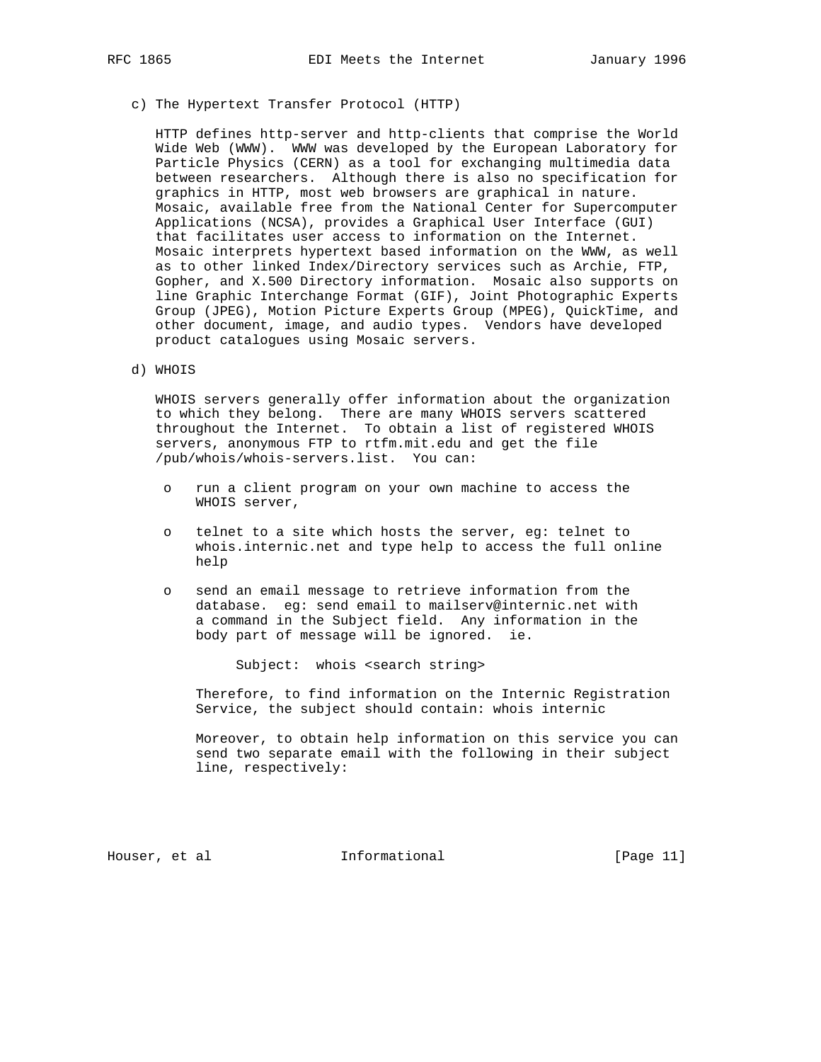c) The Hypertext Transfer Protocol (HTTP)

HTTP defines http-server and http-clients that comprise the World Wide Web (WWW). WWW was developed by the European Laboratory for Particle Physics (CERN) as a tool for exchanging multimedia data between researchers. Although there is also no specification for graphics in HTTP, most web browsers are graphical in nature. Mosaic, available free from the National Center for Supercomputer Applications (NCSA), provides a Graphical User Interface (GUI) that facilitates user access to information on the Internet. Mosaic interprets hypertext based information on the WWW, as well as to other linked Index/Directory services such as Archie, FTP, Gopher, and X.500 Directory information. Mosaic also supports on line Graphic Interchange Format (GIF), Joint Photographic Experts Group (JPEG), Motion Picture Experts Group (MPEG), QuickTime, and other document, image, and audio types. Vendors have developed product catalogues using Mosaic servers.

d) WHOIS

WHOIS servers generally offer information about the organization to which they belong. There are many WHOIS servers scattered throughout the Internet. To obtain a list of registered WHOIS servers, anonymous FTP to rtfm.mit.edu and get the file /pub/whois/whois-servers.list. You can:

- run a client program on your own machine to access the WHOIS server,
- telnet to a site which hosts the server, eg: telnet to whois.internic.net and type help to access the full online help
- send an email message to retrieve information from the database. eg: send email to mailserv@internic.net with a command in the Subject field. Any information in the body part of message will be ignored. ie.

  ```
  Subject:  whois <search string>
  ```

  Therefore, to find information on the Internic Registration Service, the subject should contain: whois internic

  Moreover, to obtain help information on this service you can send two separate email with the following in their subject line, respectively: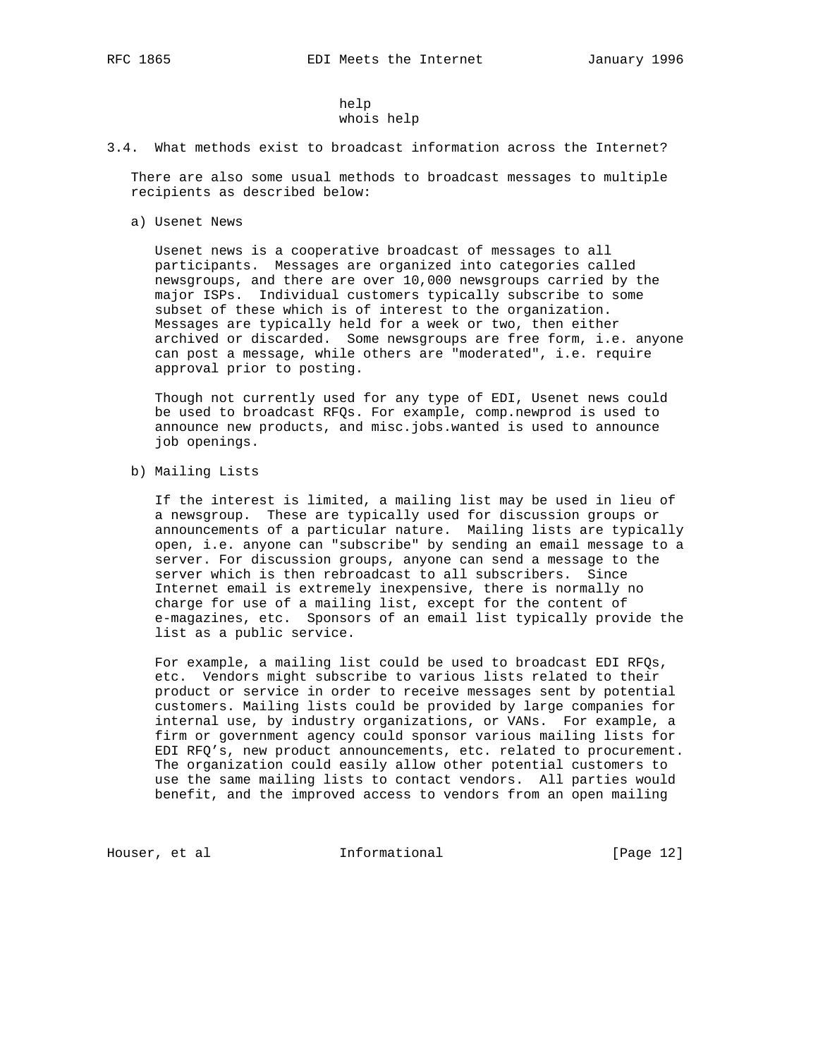```
help
whois help
```

### 3.4. What methods exist to broadcast information across the Internet?

There are also some usual methods to broadcast messages to multiple recipients as described below:

a) Usenet News

Usenet news is a cooperative broadcast of messages to all participants. Messages are organized into categories called newsgroups, and there are over 10,000 newsgroups carried by the major ISPs. Individual customers typically subscribe to some subset of these which is of interest to the organization. Messages are typically held for a week or two, then either archived or discarded. Some newsgroups are free form, i.e. anyone can post a message, while others are "moderated", i.e. require approval prior to posting.

Though not currently used for any type of EDI, Usenet news could be used to broadcast RFQs. For example, comp.newprod is used to announce new products, and misc.jobs.wanted is used to announce job openings.

b) Mailing Lists

If the interest is limited, a mailing list may be used in lieu of a newsgroup. These are typically used for discussion groups or announcements of a particular nature. Mailing lists are typically open, i.e. anyone can "subscribe" by sending an email message to a server. For discussion groups, anyone can send a message to the server which is then rebroadcast to all subscribers. Since Internet email is extremely inexpensive, there is normally no charge for use of a mailing list, except for the content of e-magazines, etc. Sponsors of an email list typically provide the list as a public service.

For example, a mailing list could be used to broadcast EDI RFQs, etc. Vendors might subscribe to various lists related to their product or service in order to receive messages sent by potential customers. Mailing lists could be provided by large companies for internal use, by industry organizations, or VANs. For example, a firm or government agency could sponsor various mailing lists for EDI RFQ's, new product announcements, etc. related to procurement. The organization could easily allow other potential customers to use the same mailing lists to contact vendors. All parties would benefit, and the improved access to vendors from an open mailing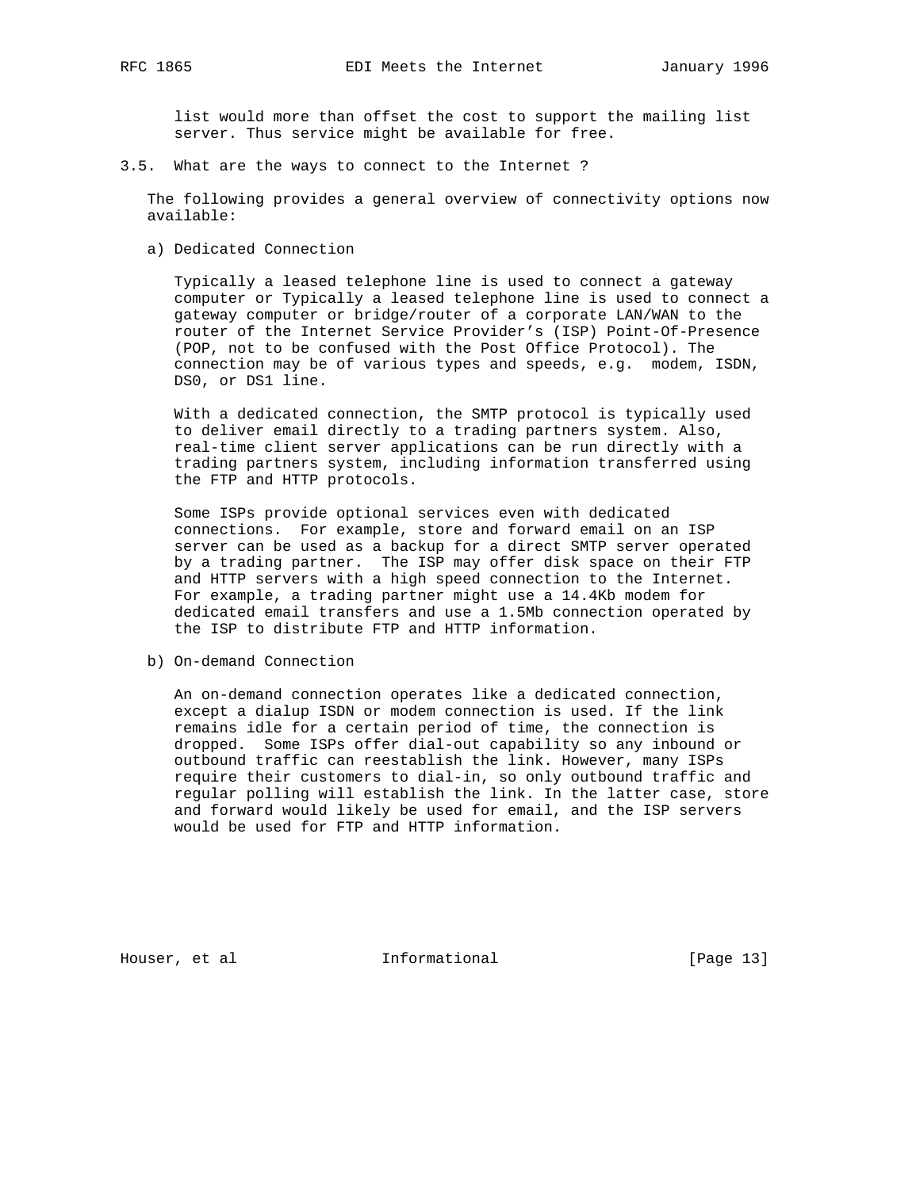list would more than offset the cost to support the mailing list server. Thus service might be available for free.

### 3.5. What are the ways to connect to the Internet ?

The following provides a general overview of connectivity options now available:

a) Dedicated Connection

Typically a leased telephone line is used to connect a gateway computer or Typically a leased telephone line is used to connect a gateway computer or bridge/router of a corporate LAN/WAN to the router of the Internet Service Provider's (ISP) Point-Of-Presence (POP, not to be confused with the Post Office Protocol). The connection may be of various types and speeds, e.g. modem, ISDN, DS0, or DS1 line.

With a dedicated connection, the SMTP protocol is typically used to deliver email directly to a trading partners system. Also, real-time client server applications can be run directly with a trading partners system, including information transferred using the FTP and HTTP protocols.

Some ISPs provide optional services even with dedicated connections. For example, store and forward email on an ISP server can be used as a backup for a direct SMTP server operated by a trading partner. The ISP may offer disk space on their FTP and HTTP servers with a high speed connection to the Internet. For example, a trading partner might use a 14.4Kb modem for dedicated email transfers and use a 1.5Mb connection operated by the ISP to distribute FTP and HTTP information.

b) On-demand Connection

An on-demand connection operates like a dedicated connection, except a dialup ISDN or modem connection is used. If the link remains idle for a certain period of time, the connection is dropped. Some ISPs offer dial-out capability so any inbound or outbound traffic can reestablish the link. However, many ISPs require their customers to dial-in, so only outbound traffic and regular polling will establish the link. In the latter case, store and forward would likely be used for email, and the ISP servers would be used for FTP and HTTP information.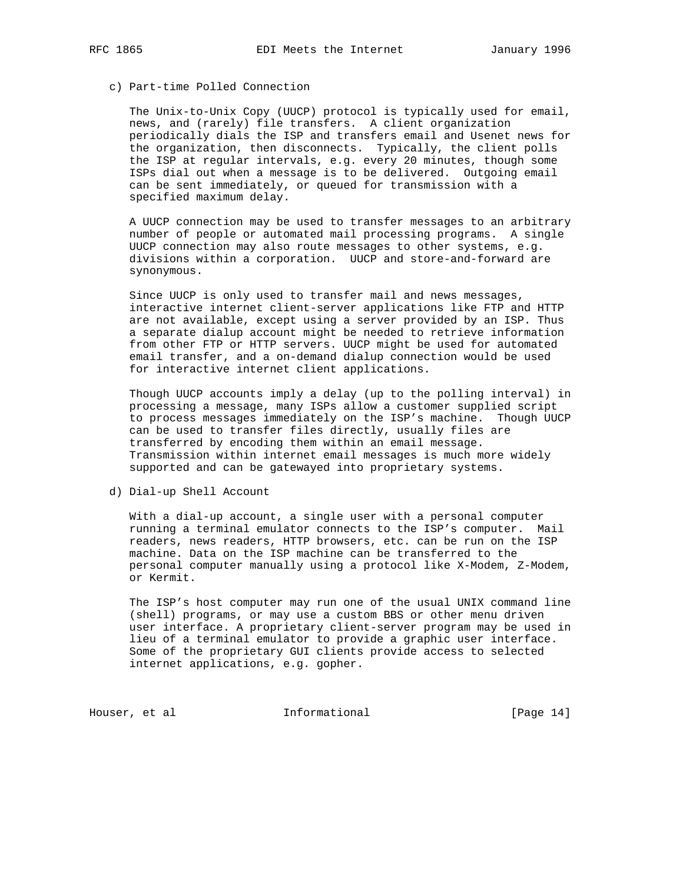c) Part-time Polled Connection

The Unix-to-Unix Copy (UUCP) protocol is typically used for email, news, and (rarely) file transfers. A client organization periodically dials the ISP and transfers email and Usenet news for the organization, then disconnects. Typically, the client polls the ISP at regular intervals, e.g. every 20 minutes, though some ISPs dial out when a message is to be delivered. Outgoing email can be sent immediately, or queued for transmission with a specified maximum delay.

A UUCP connection may be used to transfer messages to an arbitrary number of people or automated mail processing programs. A single UUCP connection may also route messages to other systems, e.g. divisions within a corporation. UUCP and store-and-forward are synonymous.

Since UUCP is only used to transfer mail and news messages, interactive internet client-server applications like FTP and HTTP are not available, except using a server provided by an ISP. Thus a separate dialup account might be needed to retrieve information from other FTP or HTTP servers. UUCP might be used for automated email transfer, and a on-demand dialup connection would be used for interactive internet client applications.

Though UUCP accounts imply a delay (up to the polling interval) in processing a message, many ISPs allow a customer supplied script to process messages immediately on the ISP's machine. Though UUCP can be used to transfer files directly, usually files are transferred by encoding them within an email message. Transmission within internet email messages is much more widely supported and can be gatewayed into proprietary systems.

d) Dial-up Shell Account

With a dial-up account, a single user with a personal computer running a terminal emulator connects to the ISP's computer. Mail readers, news readers, HTTP browsers, etc. can be run on the ISP machine. Data on the ISP machine can be transferred to the personal computer manually using a protocol like X-Modem, Z-Modem, or Kermit.

The ISP's host computer may run one of the usual UNIX command line (shell) programs, or may use a custom BBS or other menu driven user interface. A proprietary client-server program may be used in lieu of a terminal emulator to provide a graphic user interface. Some of the proprietary GUI clients provide access to selected internet applications, e.g. gopher.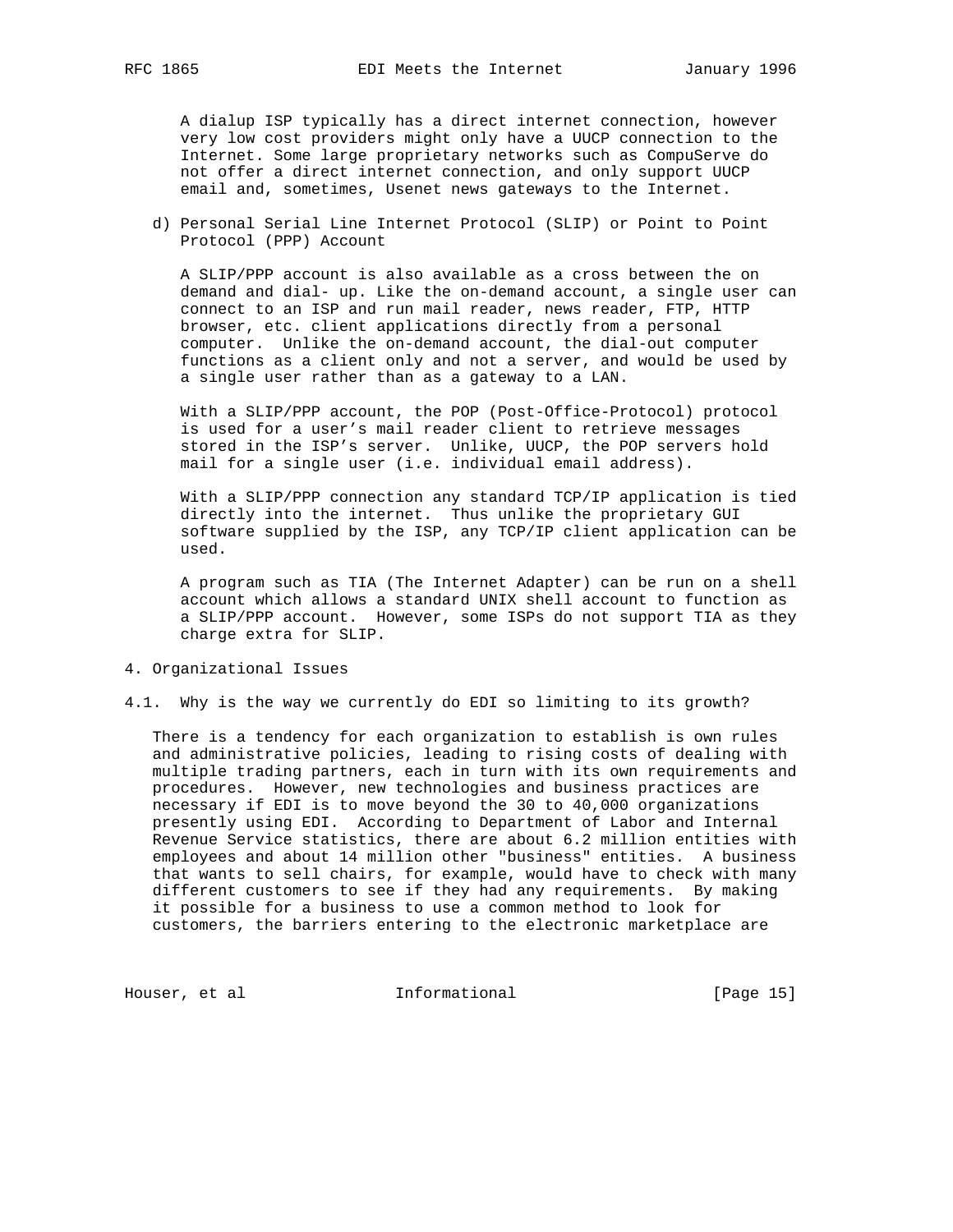A dialup ISP typically has a direct internet connection, however very low cost providers might only have a UUCP connection to the Internet. Some large proprietary networks such as CompuServe do not offer a direct internet connection, and only support UUCP email and, sometimes, Usenet news gateways to the Internet.

d) Personal Serial Line Internet Protocol (SLIP) or Point to Point Protocol (PPP) Account

A SLIP/PPP account is also available as a cross between the on demand and dial- up. Like the on-demand account, a single user can connect to an ISP and run mail reader, news reader, FTP, HTTP browser, etc. client applications directly from a personal computer. Unlike the on-demand account, the dial-out computer functions as a client only and not a server, and would be used by a single user rather than as a gateway to a LAN.

With a SLIP/PPP account, the POP (Post-Office-Protocol) protocol is used for a user's mail reader client to retrieve messages stored in the ISP's server. Unlike, UUCP, the POP servers hold mail for a single user (i.e. individual email address).

With a SLIP/PPP connection any standard TCP/IP application is tied directly into the internet. Thus unlike the proprietary GUI software supplied by the ISP, any TCP/IP client application can be used.

A program such as TIA (The Internet Adapter) can be run on a shell account which allows a standard UNIX shell account to function as a SLIP/PPP account. However, some ISPs do not support TIA as they charge extra for SLIP.

## 4. Organizational Issues

### 4.1. Why is the way we currently do EDI so limiting to its growth?

There is a tendency for each organization to establish is own rules and administrative policies, leading to rising costs of dealing with multiple trading partners, each in turn with its own requirements and procedures. However, new technologies and business practices are necessary if EDI is to move beyond the 30 to 40,000 organizations presently using EDI. According to Department of Labor and Internal Revenue Service statistics, there are about 6.2 million entities with employees and about 14 million other "business" entities. A business that wants to sell chairs, for example, would have to check with many different customers to see if they had any requirements. By making it possible for a business to use a common method to look for customers, the barriers entering to the electronic marketplace are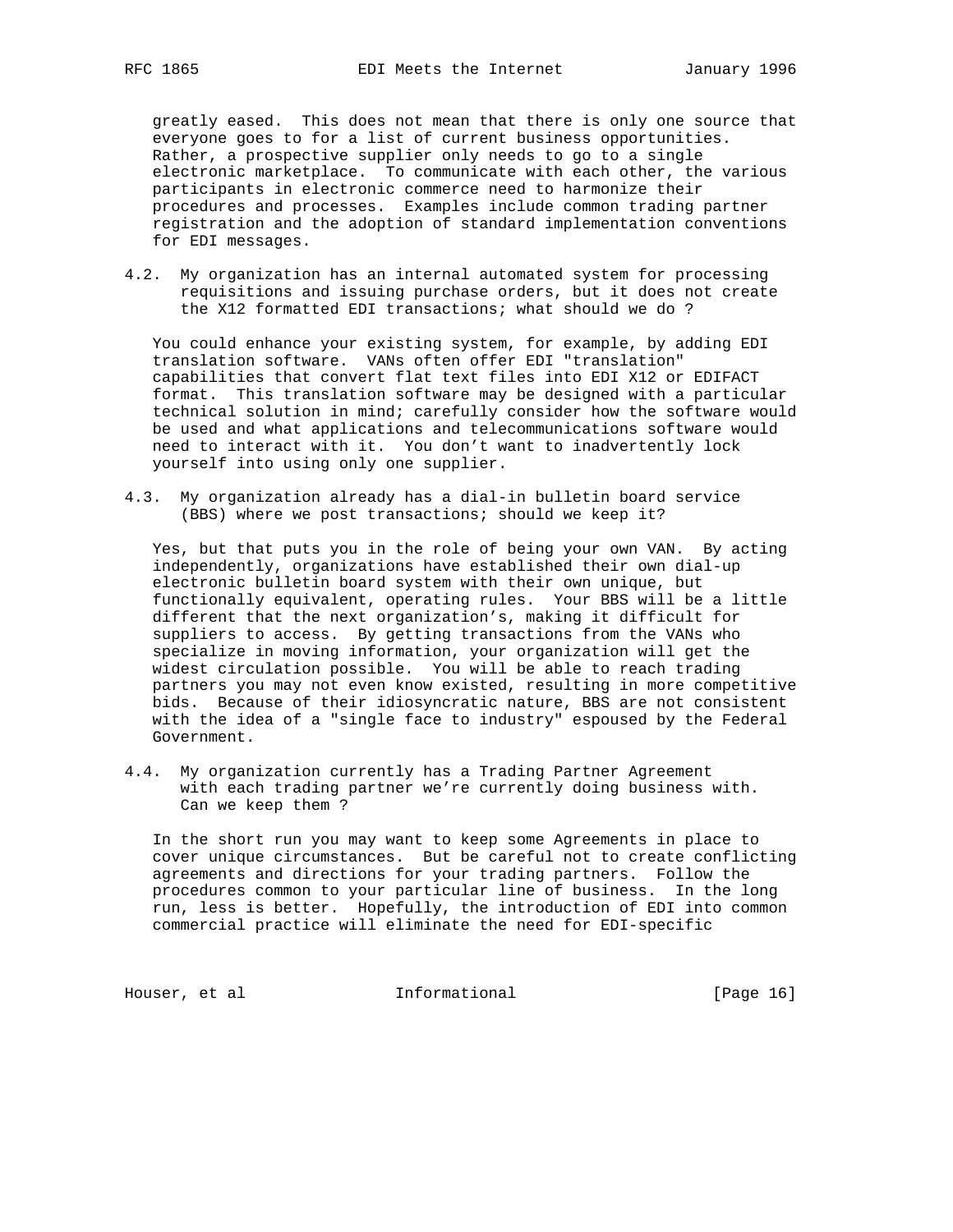greatly eased. This does not mean that there is only one source that everyone goes to for a list of current business opportunities. Rather, a prospective supplier only needs to go to a single electronic marketplace. To communicate with each other, the various participants in electronic commerce need to harmonize their procedures and processes. Examples include common trading partner registration and the adoption of standard implementation conventions for EDI messages.

### 4.2. My organization has an internal automated system for processing requisitions and issuing purchase orders, but it does not create the X12 formatted EDI transactions; what should we do ?

You could enhance your existing system, for example, by adding EDI translation software. VANs often offer EDI "translation" capabilities that convert flat text files into EDI X12 or EDIFACT format. This translation software may be designed with a particular technical solution in mind; carefully consider how the software would be used and what applications and telecommunications software would need to interact with it. You don't want to inadvertently lock yourself into using only one supplier.

### 4.3. My organization already has a dial-in bulletin board service (BBS) where we post transactions; should we keep it?

Yes, but that puts you in the role of being your own VAN. By acting independently, organizations have established their own dial-up electronic bulletin board system with their own unique, but functionally equivalent, operating rules. Your BBS will be a little different that the next organization's, making it difficult for suppliers to access. By getting transactions from the VANs who specialize in moving information, your organization will get the widest circulation possible. You will be able to reach trading partners you may not even know existed, resulting in more competitive bids. Because of their idiosyncratic nature, BBS are not consistent with the idea of a "single face to industry" espoused by the Federal Government.

### 4.4. My organization currently has a Trading Partner Agreement with each trading partner we're currently doing business with. Can we keep them ?

In the short run you may want to keep some Agreements in place to cover unique circumstances. But be careful not to create conflicting agreements and directions for your trading partners. Follow the procedures common to your particular line of business. In the long run, less is better. Hopefully, the introduction of EDI into common commercial practice will eliminate the need for EDI-specific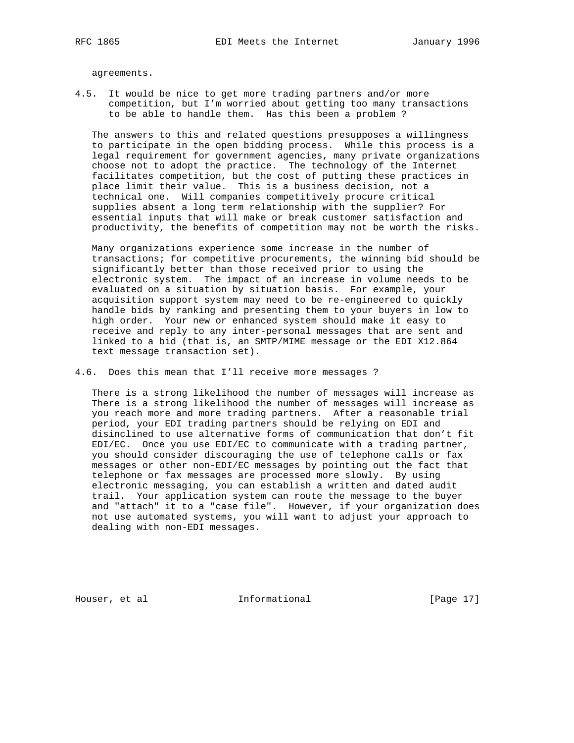agreements.

### 4.5. It would be nice to get more trading partners and/or more competition, but I'm worried about getting too many transactions to be able to handle them. Has this been a problem ?

The answers to this and related questions presupposes a willingness to participate in the open bidding process. While this process is a legal requirement for government agencies, many private organizations choose not to adopt the practice. The technology of the Internet facilitates competition, but the cost of putting these practices in place limit their value. This is a business decision, not a technical one. Will companies competitively procure critical supplies absent a long term relationship with the supplier? For essential inputs that will make or break customer satisfaction and productivity, the benefits of competition may not be worth the risks.

Many organizations experience some increase in the number of transactions; for competitive procurements, the winning bid should be significantly better than those received prior to using the electronic system. The impact of an increase in volume needs to be evaluated on a situation by situation basis. For example, your acquisition support system may need to be re-engineered to quickly handle bids by ranking and presenting them to your buyers in low to high order. Your new or enhanced system should make it easy to receive and reply to any inter-personal messages that are sent and linked to a bid (that is, an SMTP/MIME message or the EDI X12.864 text message transaction set).

### 4.6. Does this mean that I'll receive more messages ?

There is a strong likelihood the number of messages will increase as There is a strong likelihood the number of messages will increase as you reach more and more trading partners. After a reasonable trial period, your EDI trading partners should be relying on EDI and disinclined to use alternative forms of communication that don't fit EDI/EC. Once you use EDI/EC to communicate with a trading partner, you should consider discouraging the use of telephone calls or fax messages or other non-EDI/EC messages by pointing out the fact that telephone or fax messages are processed more slowly. By using electronic messaging, you can establish a written and dated audit trail. Your application system can route the message to the buyer and "attach" it to a "case file". However, if your organization does not use automated systems, you will want to adjust your approach to dealing with non-EDI messages.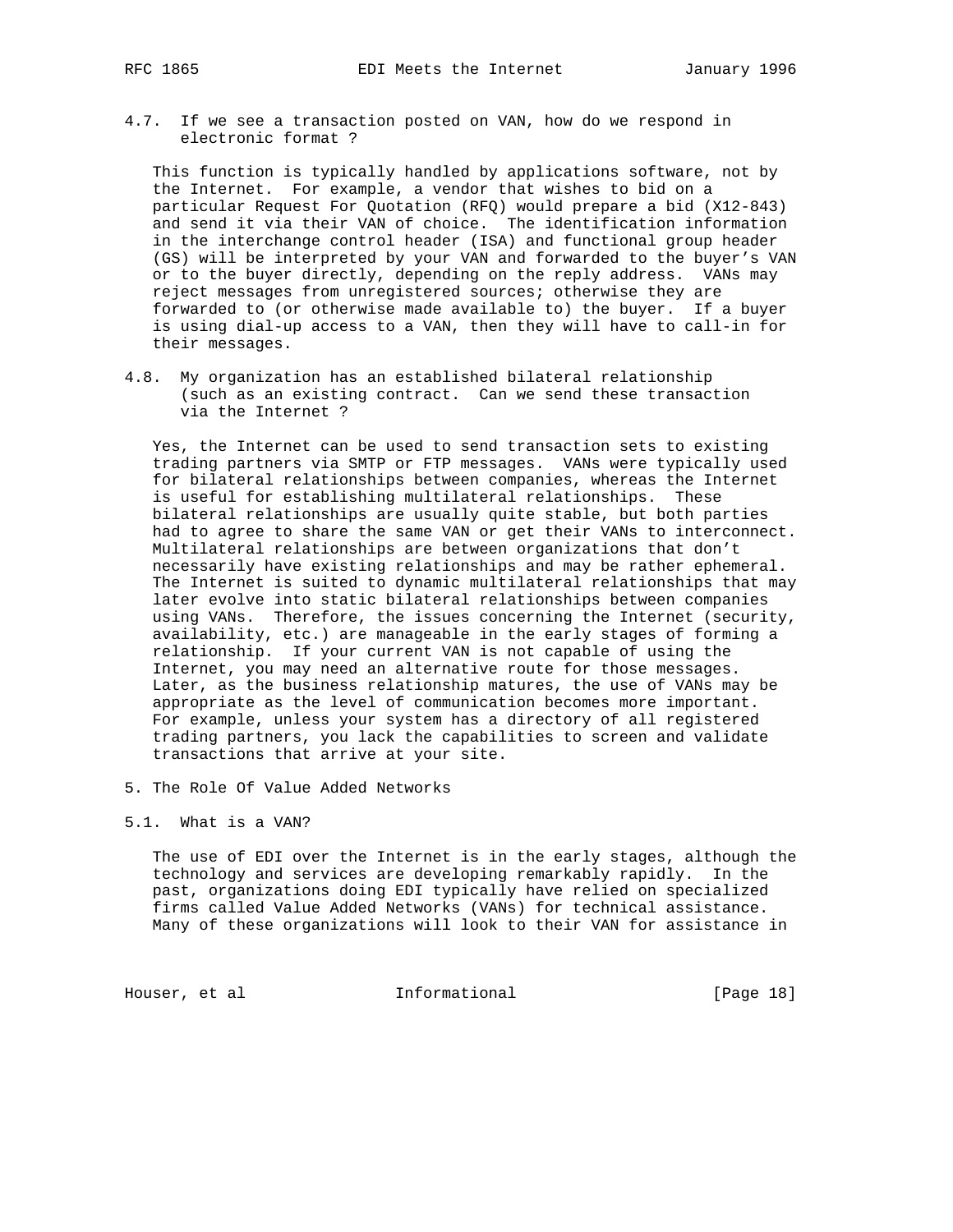### 4.7. If we see a transaction posted on VAN, how do we respond in electronic format ?

This function is typically handled by applications software, not by the Internet. For example, a vendor that wishes to bid on a particular Request For Quotation (RFQ) would prepare a bid (X12-843) and send it via their VAN of choice. The identification information in the interchange control header (ISA) and functional group header (GS) will be interpreted by your VAN and forwarded to the buyer's VAN or to the buyer directly, depending on the reply address. VANs may reject messages from unregistered sources; otherwise they are forwarded to (or otherwise made available to) the buyer. If a buyer is using dial-up access to a VAN, then they will have to call-in for their messages.

### 4.8. My organization has an established bilateral relationship (such as an existing contract. Can we send these transaction via the Internet ?

Yes, the Internet can be used to send transaction sets to existing trading partners via SMTP or FTP messages. VANs were typically used for bilateral relationships between companies, whereas the Internet is useful for establishing multilateral relationships. These bilateral relationships are usually quite stable, but both parties had to agree to share the same VAN or get their VANs to interconnect. Multilateral relationships are between organizations that don't necessarily have existing relationships and may be rather ephemeral. The Internet is suited to dynamic multilateral relationships that may later evolve into static bilateral relationships between companies using VANs. Therefore, the issues concerning the Internet (security, availability, etc.) are manageable in the early stages of forming a relationship. If your current VAN is not capable of using the Internet, you may need an alternative route for those messages. Later, as the business relationship matures, the use of VANs may be appropriate as the level of communication becomes more important. For example, unless your system has a directory of all registered trading partners, you lack the capabilities to screen and validate transactions that arrive at your site.

## 5. The Role Of Value Added Networks

### 5.1. What is a VAN?

The use of EDI over the Internet is in the early stages, although the technology and services are developing remarkably rapidly. In the past, organizations doing EDI typically have relied on specialized firms called Value Added Networks (VANs) for technical assistance. Many of these organizations will look to their VAN for assistance in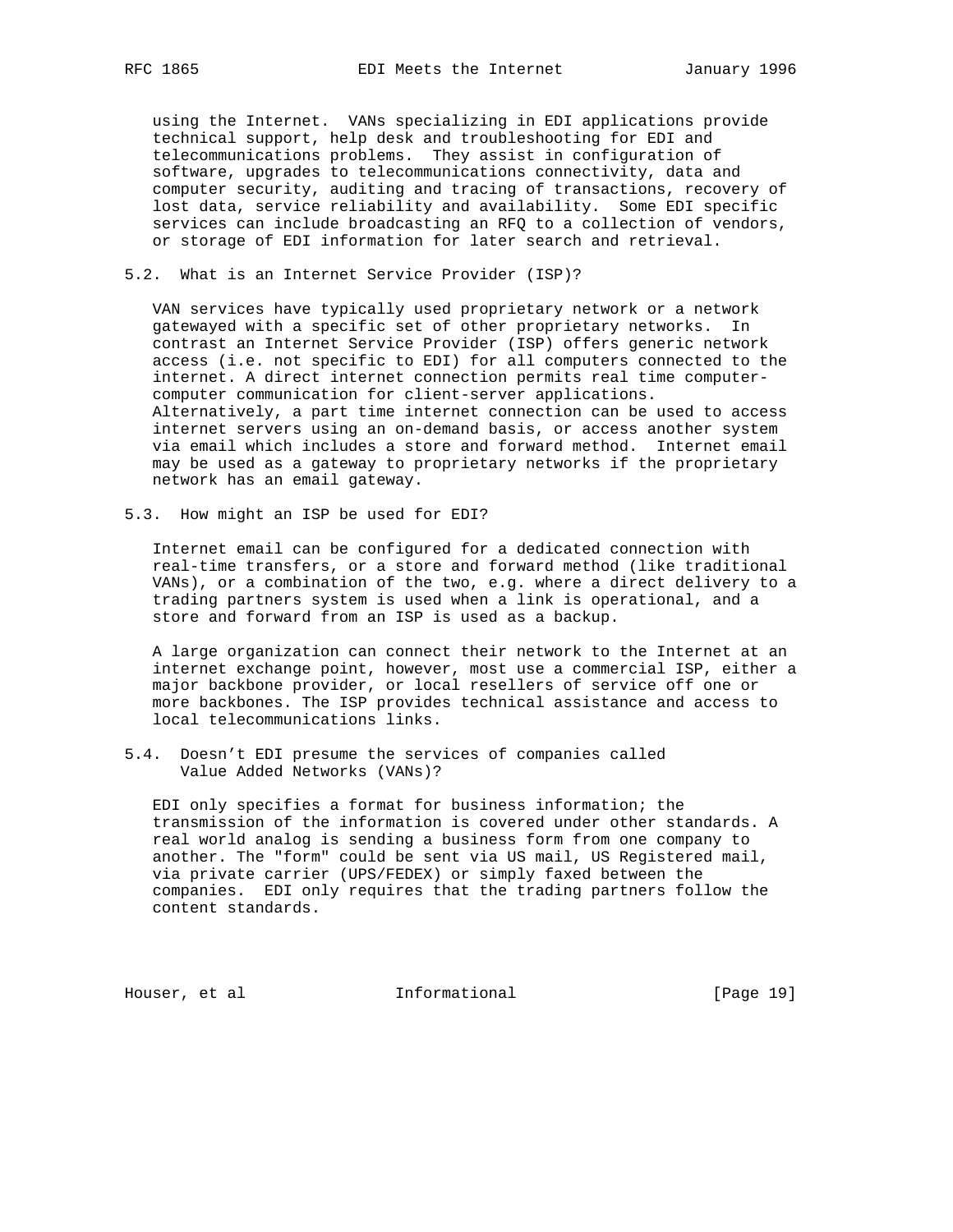using the Internet. VANs specializing in EDI applications provide technical support, help desk and troubleshooting for EDI and telecommunications problems. They assist in configuration of software, upgrades to telecommunications connectivity, data and computer security, auditing and tracing of transactions, recovery of lost data, service reliability and availability. Some EDI specific services can include broadcasting an RFQ to a collection of vendors, or storage of EDI information for later search and retrieval.

### 5.2. What is an Internet Service Provider (ISP)?

VAN services have typically used proprietary network or a network gatewayed with a specific set of other proprietary networks. In contrast an Internet Service Provider (ISP) offers generic network access (i.e. not specific to EDI) for all computers connected to the internet. A direct internet connection permits real time computer-computer communication for client-server applications. Alternatively, a part time internet connection can be used to access internet servers using an on-demand basis, or access another system via email which includes a store and forward method. Internet email may be used as a gateway to proprietary networks if the proprietary network has an email gateway.

### 5.3. How might an ISP be used for EDI?

Internet email can be configured for a dedicated connection with real-time transfers, or a store and forward method (like traditional VANs), or a combination of the two, e.g. where a direct delivery to a trading partners system is used when a link is operational, and a store and forward from an ISP is used as a backup.

A large organization can connect their network to the Internet at an internet exchange point, however, most use a commercial ISP, either a major backbone provider, or local resellers of service off one or more backbones. The ISP provides technical assistance and access to local telecommunications links.

### 5.4. Doesn't EDI presume the services of companies called Value Added Networks (VANs)?

EDI only specifies a format for business information; the transmission of the information is covered under other standards. A real world analog is sending a business form from one company to another. The "form" could be sent via US mail, US Registered mail, via private carrier (UPS/FEDEX) or simply faxed between the companies. EDI only requires that the trading partners follow the content standards.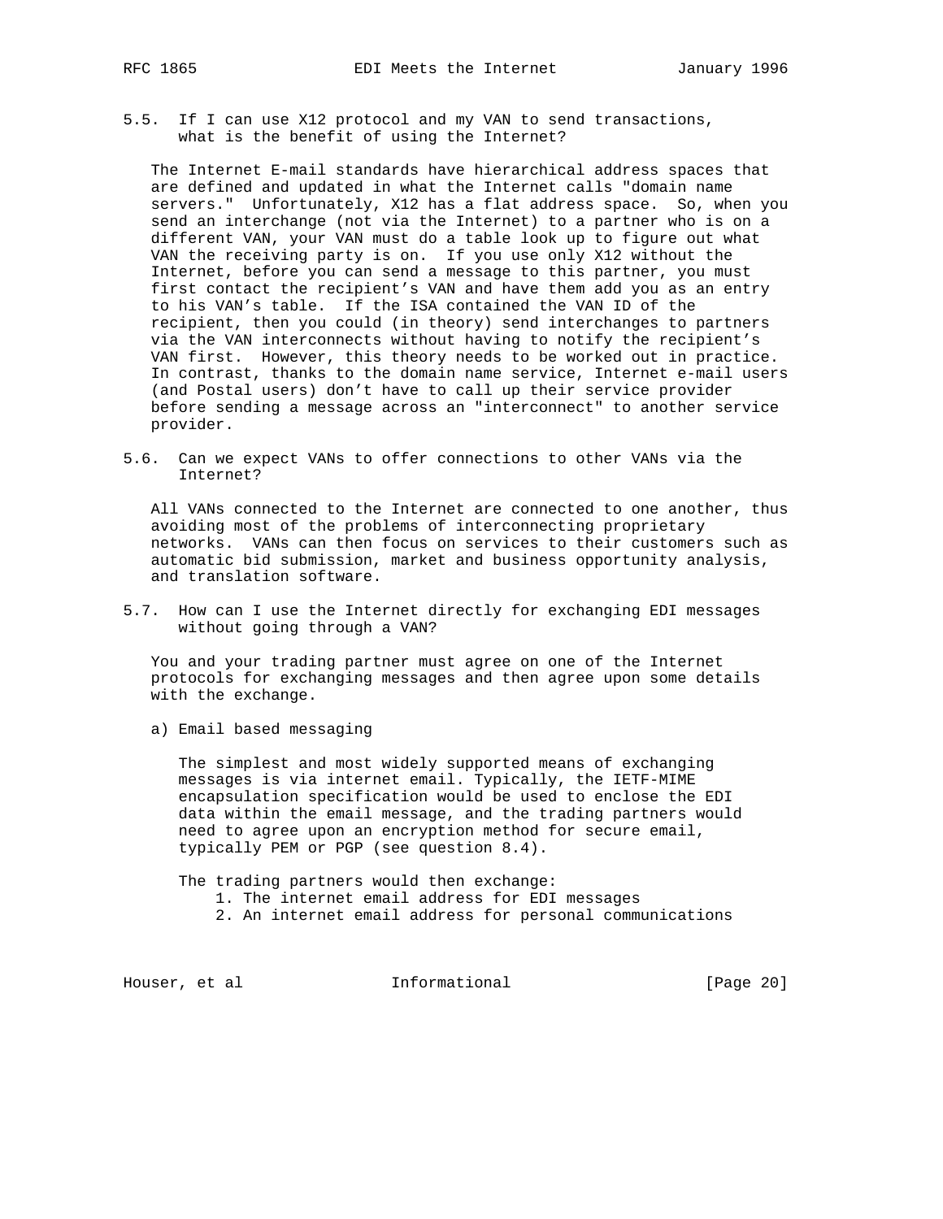### 5.5. If I can use X12 protocol and my VAN to send transactions, what is the benefit of using the Internet?

The Internet E-mail standards have hierarchical address spaces that are defined and updated in what the Internet calls "domain name servers." Unfortunately, X12 has a flat address space. So, when you send an interchange (not via the Internet) to a partner who is on a different VAN, your VAN must do a table look up to figure out what VAN the receiving party is on. If you use only X12 without the Internet, before you can send a message to this partner, you must first contact the recipient's VAN and have them add you as an entry to his VAN's table. If the ISA contained the VAN ID of the recipient, then you could (in theory) send interchanges to partners via the VAN interconnects without having to notify the recipient's VAN first. However, this theory needs to be worked out in practice. In contrast, thanks to the domain name service, Internet e-mail users (and Postal users) don't have to call up their service provider before sending a message across an "interconnect" to another service provider.

### 5.6. Can we expect VANs to offer connections to other VANs via the Internet?

All VANs connected to the Internet are connected to one another, thus avoiding most of the problems of interconnecting proprietary networks. VANs can then focus on services to their customers such as automatic bid submission, market and business opportunity analysis, and translation software.

### 5.7. How can I use the Internet directly for exchanging EDI messages without going through a VAN?

You and your trading partner must agree on one of the Internet protocols for exchanging messages and then agree upon some details with the exchange.

a) Email based messaging

The simplest and most widely supported means of exchanging messages is via internet email. Typically, the IETF-MIME encapsulation specification would be used to enclose the EDI data within the email message, and the trading partners would need to agree upon an encryption method for secure email, typically PEM or PGP (see question 8.4).

The trading partners would then exchange:

1. The internet email address for EDI messages
2. An internet email address for personal communications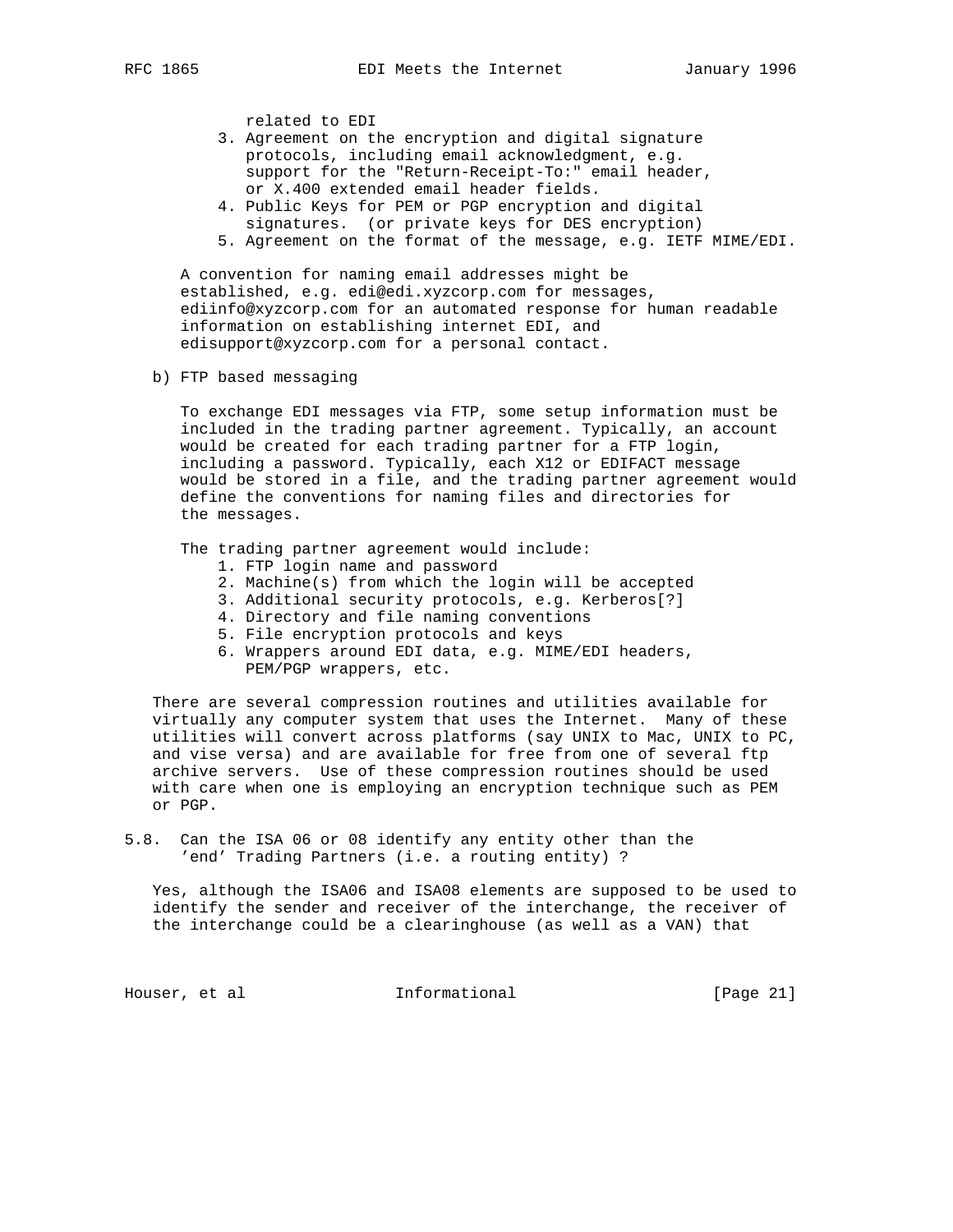related to EDI

3. Agreement on the encryption and digital signature protocols, including email acknowledgment, e.g. support for the "Return-Receipt-To:" email header, or X.400 extended email header fields.
4. Public Keys for PEM or PGP encryption and digital signatures. (or private keys for DES encryption)
5. Agreement on the format of the message, e.g. IETF MIME/EDI.

A convention for naming email addresses might be established, e.g. edi@edi.xyzcorp.com for messages, ediinfo@xyzcorp.com for an automated response for human readable information on establishing internet EDI, and edisupport@xyzcorp.com for a personal contact.

b) FTP based messaging

To exchange EDI messages via FTP, some setup information must be included in the trading partner agreement. Typically, an account would be created for each trading partner for a FTP login, including a password. Typically, each X12 or EDIFACT message would be stored in a file, and the trading partner agreement would define the conventions for naming files and directories for the messages.

The trading partner agreement would include:

1. FTP login name and password
2. Machine(s) from which the login will be accepted
3. Additional security protocols, e.g. Kerberos[?]
4. Directory and file naming conventions
5. File encryption protocols and keys
6. Wrappers around EDI data, e.g. MIME/EDI headers, PEM/PGP wrappers, etc.

There are several compression routines and utilities available for virtually any computer system that uses the Internet. Many of these utilities will convert across platforms (say UNIX to Mac, UNIX to PC, and vise versa) and are available for free from one of several ftp archive servers. Use of these compression routines should be used with care when one is employing an encryption technique such as PEM or PGP.

## 5.8. Can the ISA 06 or 08 identify any entity other than the 'end' Trading Partners (i.e. a routing entity) ?

Yes, although the ISA06 and ISA08 elements are supposed to be used to identify the sender and receiver of the interchange, the receiver of the interchange could be a clearinghouse (as well as a VAN) that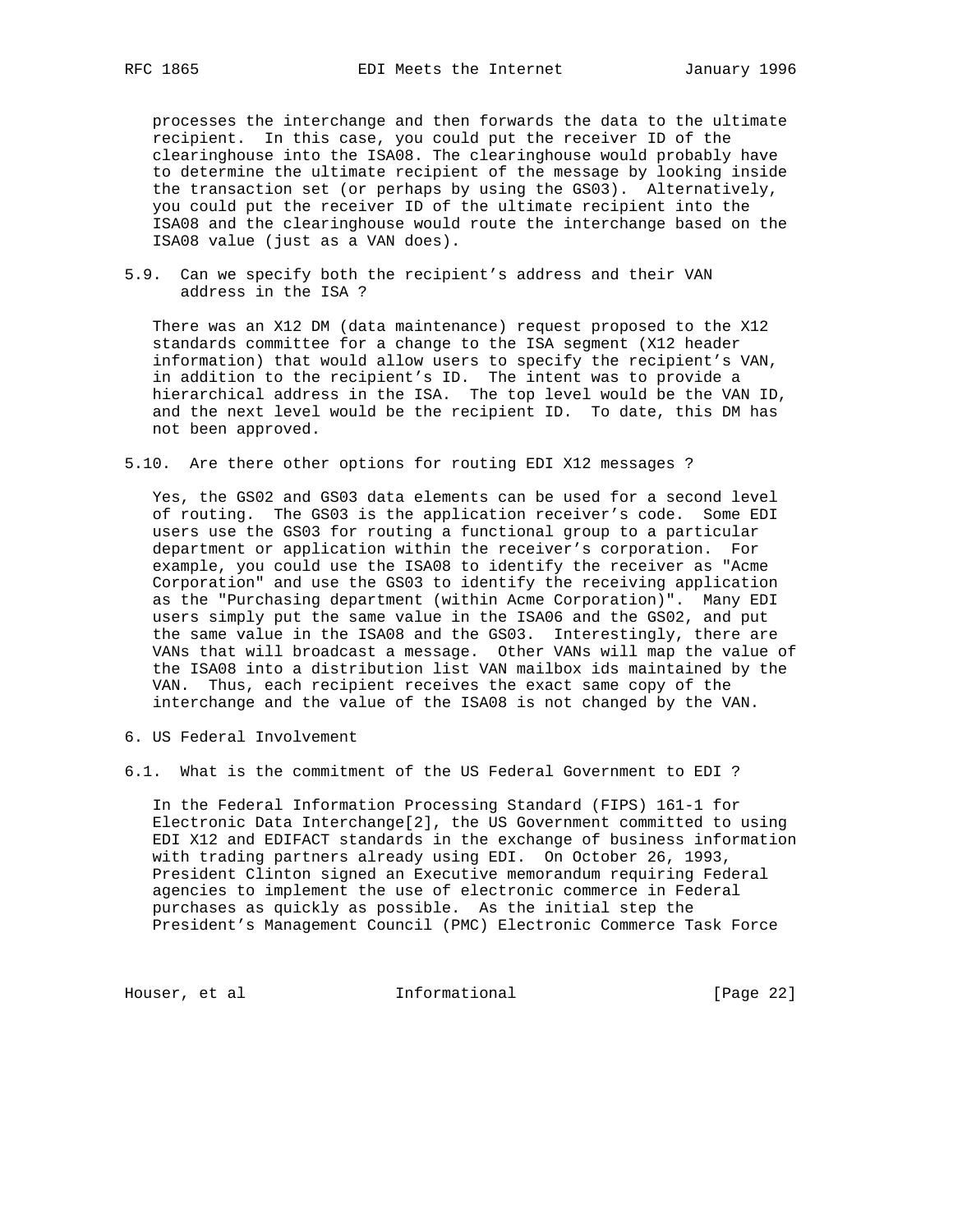processes the interchange and then forwards the data to the ultimate recipient. In this case, you could put the receiver ID of the clearinghouse into the ISA08. The clearinghouse would probably have to determine the ultimate recipient of the message by looking inside the transaction set (or perhaps by using the GS03). Alternatively, you could put the receiver ID of the ultimate recipient into the ISA08 and the clearinghouse would route the interchange based on the ISA08 value (just as a VAN does).

### 5.9. Can we specify both the recipient's address and their VAN address in the ISA ?

There was an X12 DM (data maintenance) request proposed to the X12 standards committee for a change to the ISA segment (X12 header information) that would allow users to specify the recipient's VAN, in addition to the recipient's ID. The intent was to provide a hierarchical address in the ISA. The top level would be the VAN ID, and the next level would be the recipient ID. To date, this DM has not been approved.

### 5.10. Are there other options for routing EDI X12 messages ?

Yes, the GS02 and GS03 data elements can be used for a second level of routing. The GS03 is the application receiver's code. Some EDI users use the GS03 for routing a functional group to a particular department or application within the receiver's corporation. For example, you could use the ISA08 to identify the receiver as "Acme Corporation" and use the GS03 to identify the receiving application as the "Purchasing department (within Acme Corporation)". Many EDI users simply put the same value in the ISA06 and the GS02, and put the same value in the ISA08 and the GS03. Interestingly, there are VANs that will broadcast a message. Other VANs will map the value of the ISA08 into a distribution list VAN mailbox ids maintained by the VAN. Thus, each recipient receives the exact same copy of the interchange and the value of the ISA08 is not changed by the VAN.

## 6. US Federal Involvement

### 6.1. What is the commitment of the US Federal Government to EDI ?

In the Federal Information Processing Standard (FIPS) 161-1 for Electronic Data Interchange[2], the US Government committed to using EDI X12 and EDIFACT standards in the exchange of business information with trading partners already using EDI. On October 26, 1993, President Clinton signed an Executive memorandum requiring Federal agencies to implement the use of electronic commerce in Federal purchases as quickly as possible. As the initial step the President's Management Council (PMC) Electronic Commerce Task Force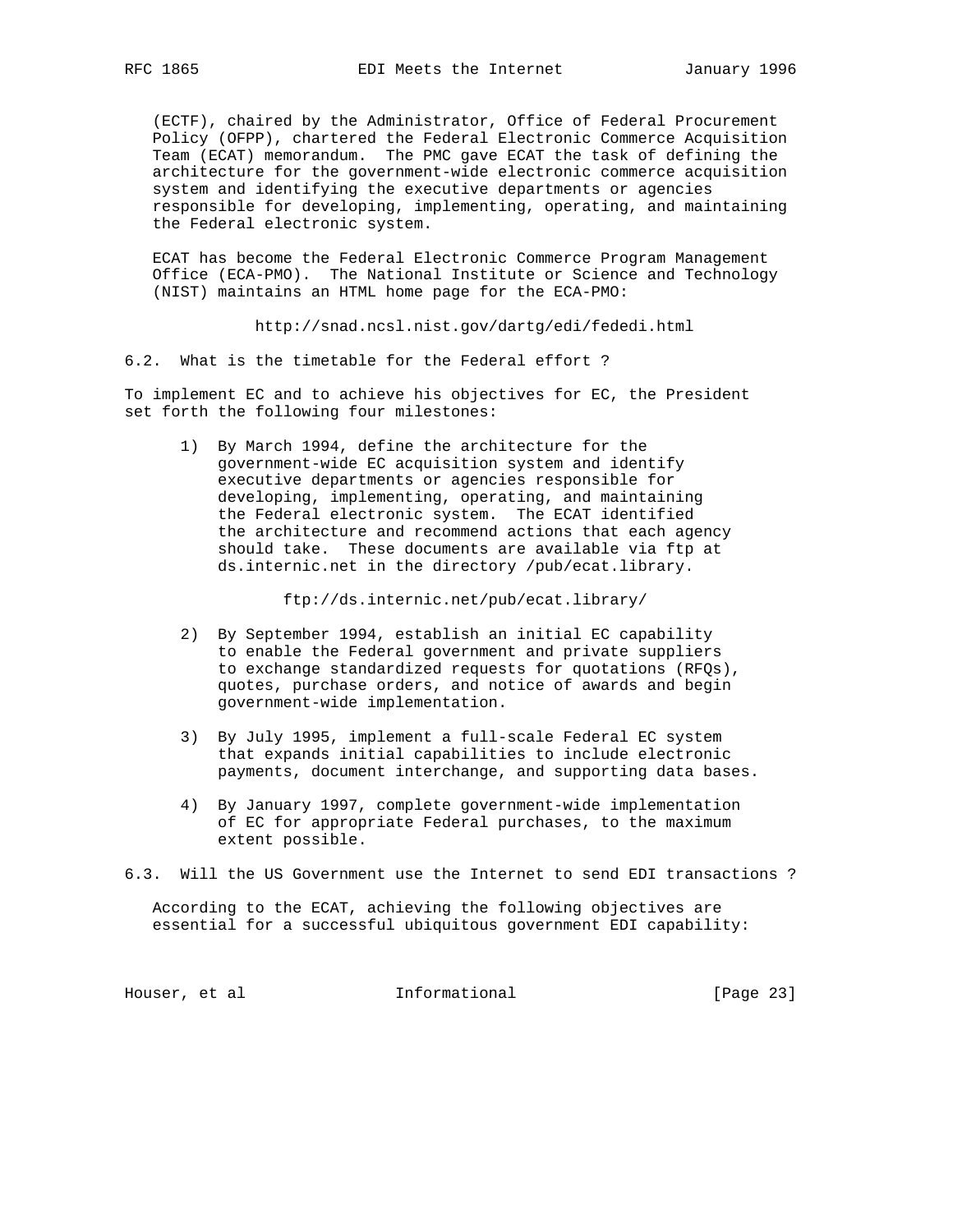(ECTF), chaired by the Administrator, Office of Federal Procurement Policy (OFPP), chartered the Federal Electronic Commerce Acquisition Team (ECAT) memorandum. The PMC gave ECAT the task of defining the architecture for the government-wide electronic commerce acquisition system and identifying the executive departments or agencies responsible for developing, implementing, operating, and maintaining the Federal electronic system.

ECAT has become the Federal Electronic Commerce Program Management Office (ECA-PMO). The National Institute or Science and Technology (NIST) maintains an HTML home page for the ECA-PMO:

http://snad.ncsl.nist.gov/dartg/edi/fededi.html

### 6.2. What is the timetable for the Federal effort ?

To implement EC and to achieve his objectives for EC, the President set forth the following four milestones:

1) By March 1994, define the architecture for the government-wide EC acquisition system and identify executive departments or agencies responsible for developing, implementing, operating, and maintaining the Federal electronic system. The ECAT identified the architecture and recommend actions that each agency should take. These documents are available via ftp at ds.internic.net in the directory /pub/ecat.library.

   ftp://ds.internic.net/pub/ecat.library/

2) By September 1994, establish an initial EC capability to enable the Federal government and private suppliers to exchange standardized requests for quotations (RFQs), quotes, purchase orders, and notice of awards and begin government-wide implementation.

3) By July 1995, implement a full-scale Federal EC system that expands initial capabilities to include electronic payments, document interchange, and supporting data bases.

4) By January 1997, complete government-wide implementation of EC for appropriate Federal purchases, to the maximum extent possible.

### 6.3. Will the US Government use the Internet to send EDI transactions ?

According to the ECAT, achieving the following objectives are essential for a successful ubiquitous government EDI capability: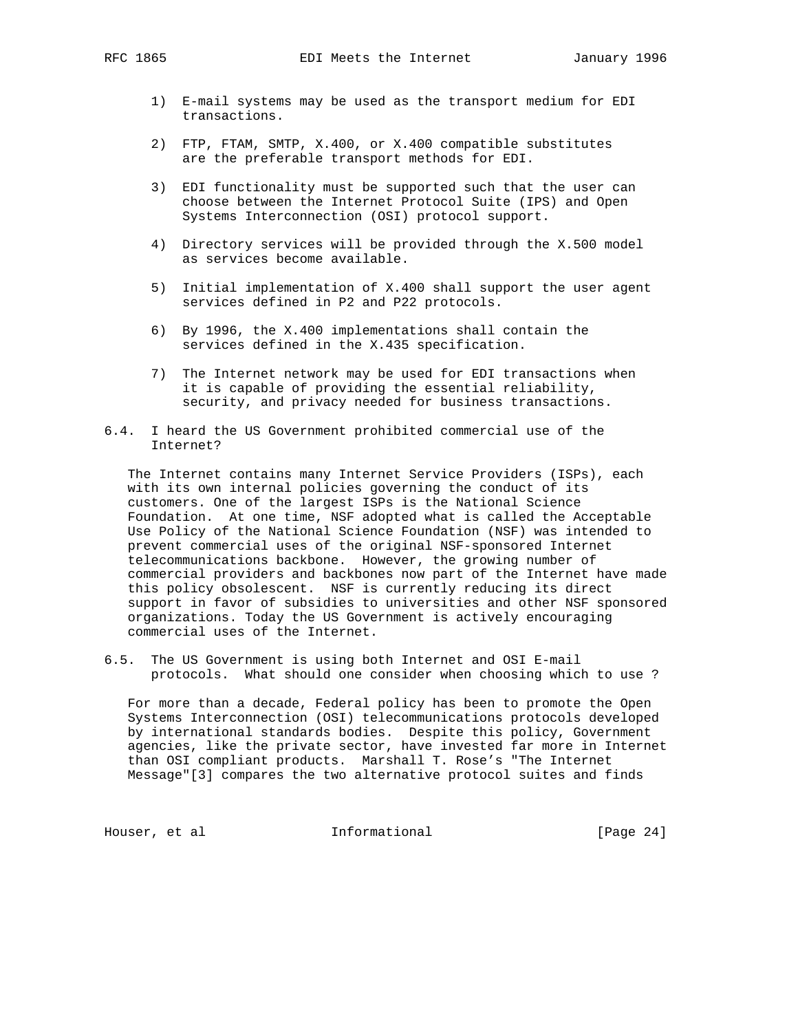1) E-mail systems may be used as the transport medium for EDI transactions.

2) FTP, FTAM, SMTP, X.400, or X.400 compatible substitutes are the preferable transport methods for EDI.

3) EDI functionality must be supported such that the user can choose between the Internet Protocol Suite (IPS) and Open Systems Interconnection (OSI) protocol support.

4) Directory services will be provided through the X.500 model as services become available.

5) Initial implementation of X.400 shall support the user agent services defined in P2 and P22 protocols.

6) By 1996, the X.400 implementations shall contain the services defined in the X.435 specification.

7) The Internet network may be used for EDI transactions when it is capable of providing the essential reliability, security, and privacy needed for business transactions.

### 6.4. I heard the US Government prohibited commercial use of the Internet?

The Internet contains many Internet Service Providers (ISPs), each with its own internal policies governing the conduct of its customers. One of the largest ISPs is the National Science Foundation. At one time, NSF adopted what is called the Acceptable Use Policy of the National Science Foundation (NSF) was intended to prevent commercial uses of the original NSF-sponsored Internet telecommunications backbone. However, the growing number of commercial providers and backbones now part of the Internet have made this policy obsolescent. NSF is currently reducing its direct support in favor of subsidies to universities and other NSF sponsored organizations. Today the US Government is actively encouraging commercial uses of the Internet.

### 6.5. The US Government is using both Internet and OSI E-mail protocols. What should one consider when choosing which to use ?

For more than a decade, Federal policy has been to promote the Open Systems Interconnection (OSI) telecommunications protocols developed by international standards bodies. Despite this policy, Government agencies, like the private sector, have invested far more in Internet than OSI compliant products. Marshall T. Rose's "The Internet Message"[3] compares the two alternative protocol suites and finds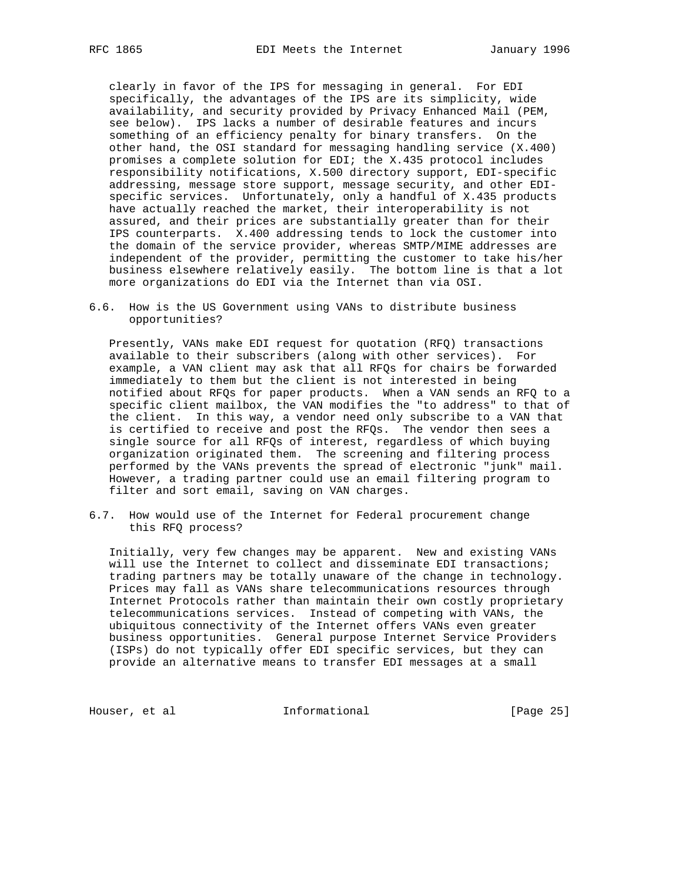clearly in favor of the IPS for messaging in general. For EDI specifically, the advantages of the IPS are its simplicity, wide availability, and security provided by Privacy Enhanced Mail (PEM, see below). IPS lacks a number of desirable features and incurs something of an efficiency penalty for binary transfers. On the other hand, the OSI standard for messaging handling service (X.400) promises a complete solution for EDI; the X.435 protocol includes responsibility notifications, X.500 directory support, EDI-specific addressing, message store support, message security, and other EDI-specific services. Unfortunately, only a handful of X.435 products have actually reached the market, their interoperability is not assured, and their prices are substantially greater than for their IPS counterparts. X.400 addressing tends to lock the customer into the domain of the service provider, whereas SMTP/MIME addresses are independent of the provider, permitting the customer to take his/her business elsewhere relatively easily. The bottom line is that a lot more organizations do EDI via the Internet than via OSI.

### 6.6. How is the US Government using VANs to distribute business opportunities?

Presently, VANs make EDI request for quotation (RFQ) transactions available to their subscribers (along with other services). For example, a VAN client may ask that all RFQs for chairs be forwarded immediately to them but the client is not interested in being notified about RFQs for paper products. When a VAN sends an RFQ to a specific client mailbox, the VAN modifies the "to address" to that of the client. In this way, a vendor need only subscribe to a VAN that is certified to receive and post the RFQs. The vendor then sees a single source for all RFQs of interest, regardless of which buying organization originated them. The screening and filtering process performed by the VANs prevents the spread of electronic "junk" mail. However, a trading partner could use an email filtering program to filter and sort email, saving on VAN charges.

### 6.7. How would use of the Internet for Federal procurement change this RFQ process?

Initially, very few changes may be apparent. New and existing VANs will use the Internet to collect and disseminate EDI transactions; trading partners may be totally unaware of the change in technology. Prices may fall as VANs share telecommunications resources through Internet Protocols rather than maintain their own costly proprietary telecommunications services. Instead of competing with VANs, the ubiquitous connectivity of the Internet offers VANs even greater business opportunities. General purpose Internet Service Providers (ISPs) do not typically offer EDI specific services, but they can provide an alternative means to transfer EDI messages at a small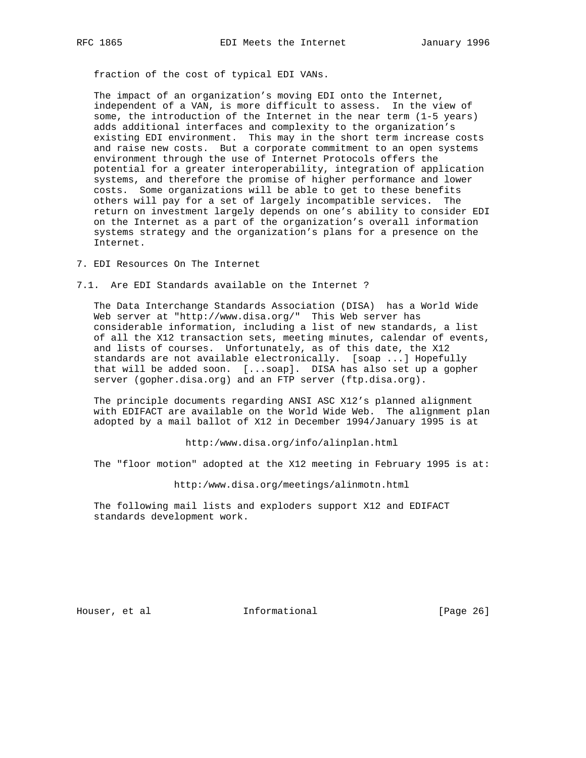fraction of the cost of typical EDI VANs.

The impact of an organization's moving EDI onto the Internet, independent of a VAN, is more difficult to assess. In the view of some, the introduction of the Internet in the near term (1-5 years) adds additional interfaces and complexity to the organization's existing EDI environment. This may in the short term increase costs and raise new costs. But a corporate commitment to an open systems environment through the use of Internet Protocols offers the potential for a greater interoperability, integration of application systems, and therefore the promise of higher performance and lower costs. Some organizations will be able to get to these benefits others will pay for a set of largely incompatible services. The return on investment largely depends on one's ability to consider EDI on the Internet as a part of the organization's overall information systems strategy and the organization's plans for a presence on the Internet.

## 7. EDI Resources On The Internet

### 7.1. Are EDI Standards available on the Internet ?

The Data Interchange Standards Association (DISA) has a World Wide Web server at "http://www.disa.org/" This Web server has considerable information, including a list of new standards, a list of all the X12 transaction sets, meeting minutes, calendar of events, and lists of courses. Unfortunately, as of this date, the X12 standards are not available electronically. [soap ...] Hopefully that will be added soon. [...soap]. DISA has also set up a gopher server (gopher.disa.org) and an FTP server (ftp.disa.org).

The principle documents regarding ANSI ASC X12's planned alignment with EDIFACT are available on the World Wide Web. The alignment plan adopted by a mail ballot of X12 in December 1994/January 1995 is at

http:/www.disa.org/info/alinplan.html

The "floor motion" adopted at the X12 meeting in February 1995 is at:

http:/www.disa.org/meetings/alinmotn.html

The following mail lists and exploders support X12 and EDIFACT standards development work.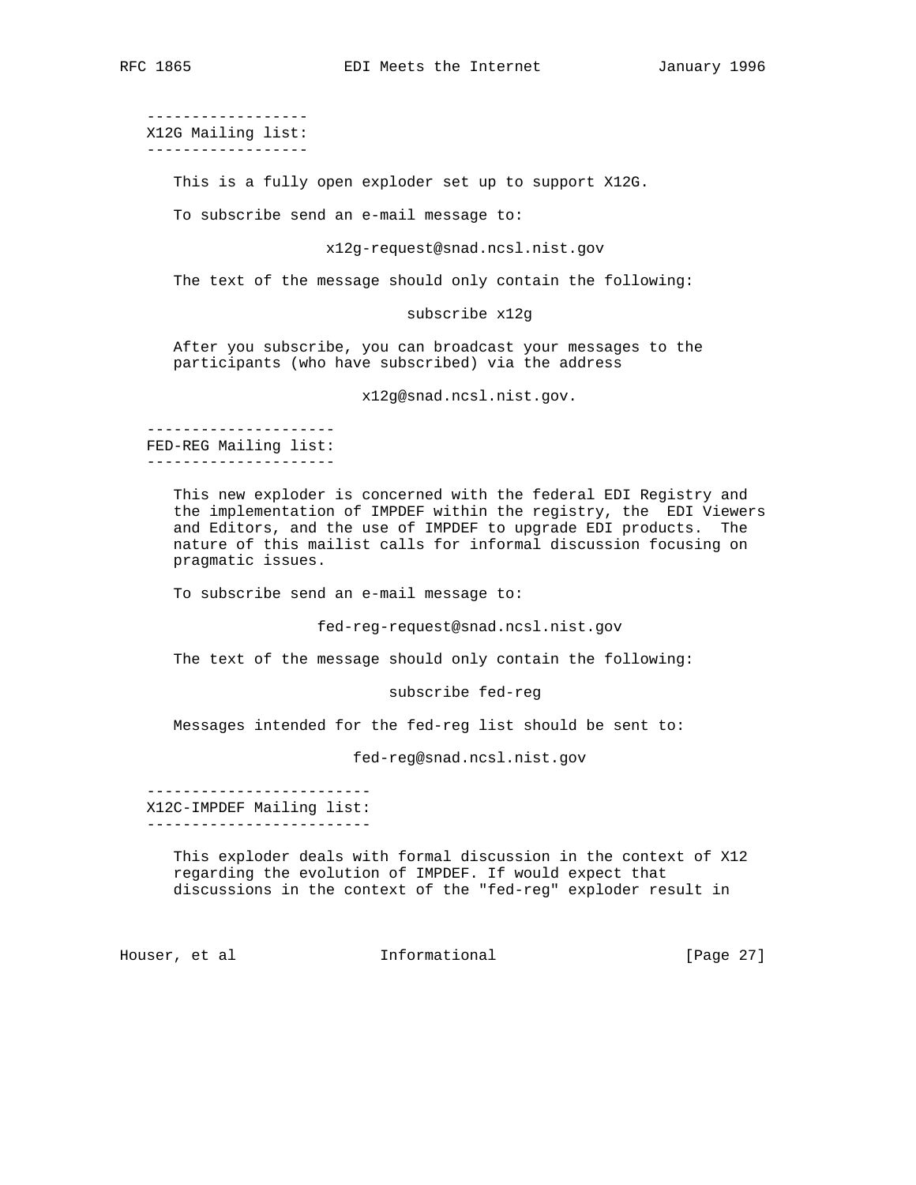### X12G Mailing list:

This is a fully open exploder set up to support X12G.

To subscribe send an e-mail message to:

x12g-request@snad.ncsl.nist.gov

The text of the message should only contain the following:

subscribe x12g

After you subscribe, you can broadcast your messages to the participants (who have subscribed) via the address

x12g@snad.ncsl.nist.gov.

### FED-REG Mailing list:

This new exploder is concerned with the federal EDI Registry and the implementation of IMPDEF within the registry, the EDI Viewers and Editors, and the use of IMPDEF to upgrade EDI products. The nature of this mailist calls for informal discussion focusing on pragmatic issues.

To subscribe send an e-mail message to:

fed-reg-request@snad.ncsl.nist.gov

The text of the message should only contain the following:

subscribe fed-reg

Messages intended for the fed-reg list should be sent to:

fed-reg@snad.ncsl.nist.gov

### X12C-IMPDEF Mailing list:

This exploder deals with formal discussion in the context of X12 regarding the evolution of IMPDEF. If would expect that discussions in the context of the "fed-reg" exploder result in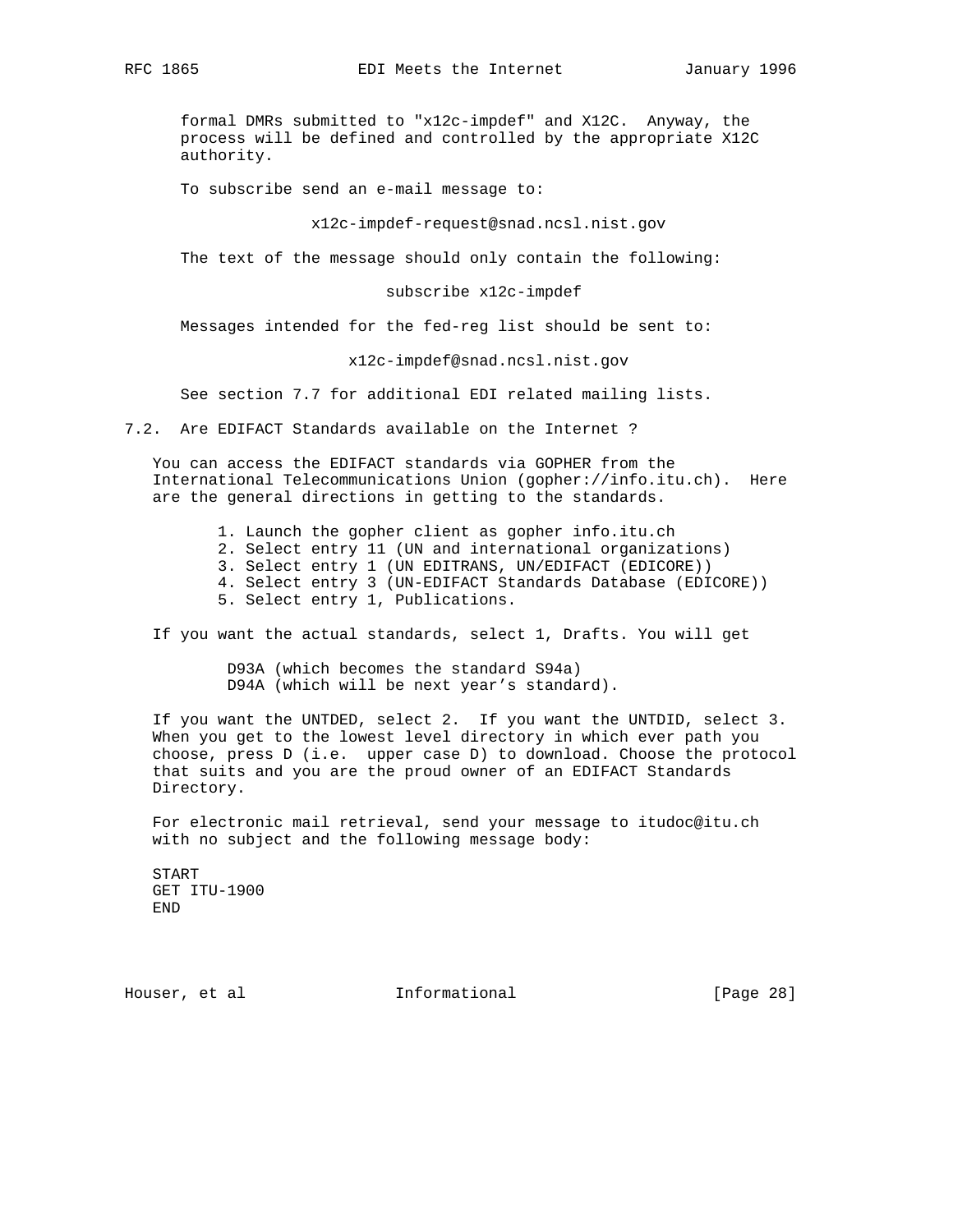formal DMRs submitted to "x12c-impdef" and X12C. Anyway, the process will be defined and controlled by the appropriate X12C authority.

To subscribe send an e-mail message to:

x12c-impdef-request@snad.ncsl.nist.gov

The text of the message should only contain the following:

subscribe x12c-impdef

Messages intended for the fed-reg list should be sent to:

x12c-impdef@snad.ncsl.nist.gov

See section 7.7 for additional EDI related mailing lists.

## 7.2. Are EDIFACT Standards available on the Internet ?

You can access the EDIFACT standards via GOPHER from the International Telecommunications Union (gopher://info.itu.ch). Here are the general directions in getting to the standards.

1. Launch the gopher client as gopher info.itu.ch
2. Select entry 11 (UN and international organizations)
3. Select entry 1 (UN EDITRANS, UN/EDIFACT (EDICORE))
4. Select entry 3 (UN-EDIFACT Standards Database (EDICORE))
5. Select entry 1, Publications.

If you want the actual standards, select 1, Drafts. You will get

D93A (which becomes the standard S94a)
D94A (which will be next year's standard).

If you want the UNTDED, select 2. If you want the UNTDID, select 3. When you get to the lowest level directory in which ever path you choose, press D (i.e. upper case D) to download. Choose the protocol that suits and you are the proud owner of an EDIFACT Standards Directory.

For electronic mail retrieval, send your message to itudoc@itu.ch with no subject and the following message body:

```
START
GET ITU-1900
END
```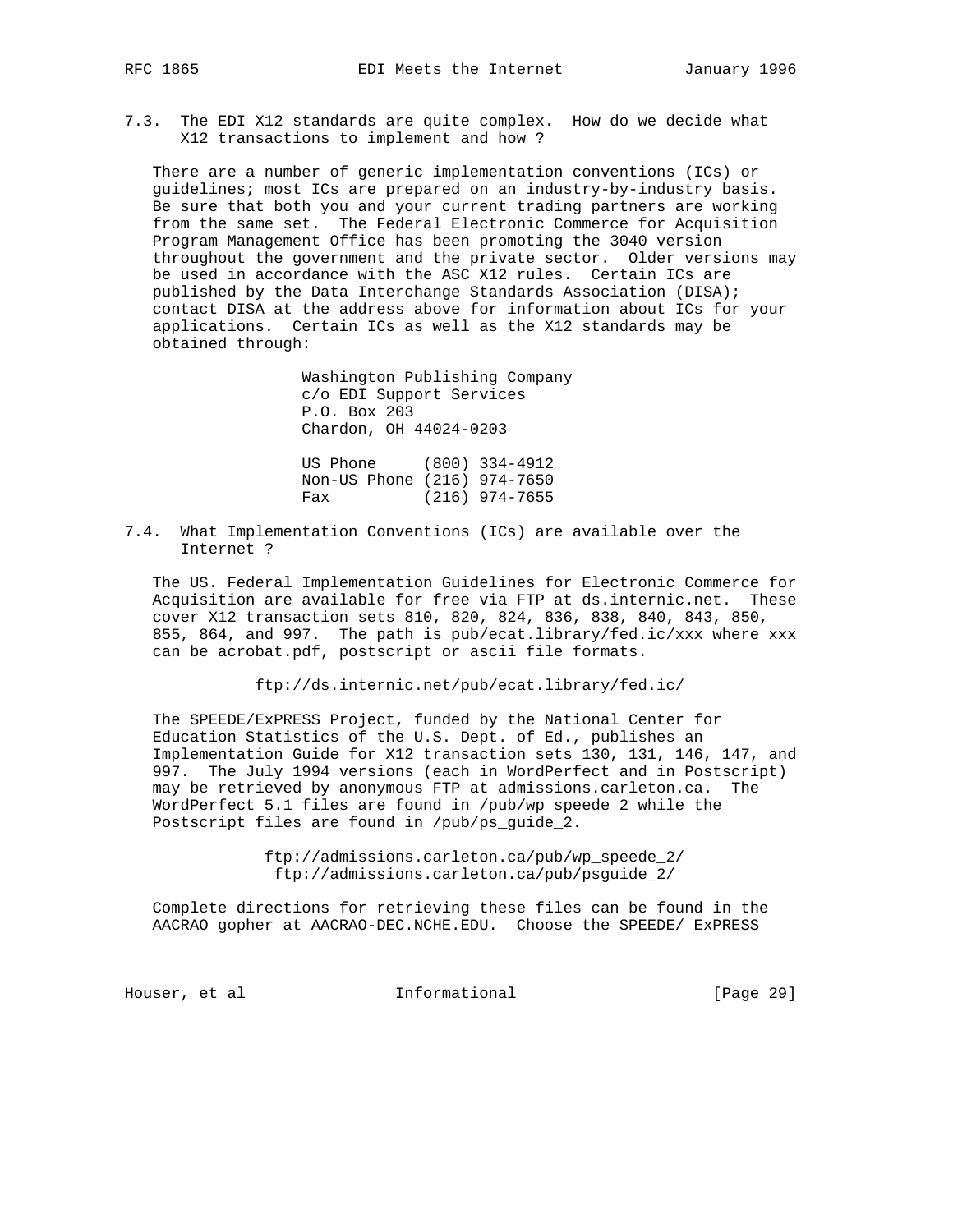### 7.3. The EDI X12 standards are quite complex. How do we decide what X12 transactions to implement and how ?

There are a number of generic implementation conventions (ICs) or guidelines; most ICs are prepared on an industry-by-industry basis. Be sure that both you and your current trading partners are working from the same set. The Federal Electronic Commerce for Acquisition Program Management Office has been promoting the 3040 version throughout the government and the private sector. Older versions may be used in accordance with the ASC X12 rules. Certain ICs are published by the Data Interchange Standards Association (DISA); contact DISA at the address above for information about ICs for your applications. Certain ICs as well as the X12 standards may be obtained through:

```
Washington Publishing Company
c/o EDI Support Services
P.O. Box 203
Chardon, OH 44024-0203

US Phone     (800) 334-4912
Non-US Phone (216) 974-7650
Fax          (216) 974-7655
```

### 7.4. What Implementation Conventions (ICs) are available over the Internet ?

The US. Federal Implementation Guidelines for Electronic Commerce for Acquisition are available for free via FTP at ds.internic.net. These cover X12 transaction sets 810, 820, 824, 836, 838, 840, 843, 850, 855, 864, and 997. The path is pub/ecat.library/fed.ic/xxx where xxx can be acrobat.pdf, postscript or ascii file formats.

ftp://ds.internic.net/pub/ecat.library/fed.ic/

The SPEEDE/ExPRESS Project, funded by the National Center for Education Statistics of the U.S. Dept. of Ed., publishes an Implementation Guide for X12 transaction sets 130, 131, 146, 147, and 997. The July 1994 versions (each in WordPerfect and in Postscript) may be retrieved by anonymous FTP at admissions.carleton.ca. The WordPerfect 5.1 files are found in /pub/wp_speede_2 while the Postscript files are found in /pub/ps_guide_2.

ftp://admissions.carleton.ca/pub/wp_speede_2/
ftp://admissions.carleton.ca/pub/psguide_2/

Complete directions for retrieving these files can be found in the AACRAO gopher at AACRAO-DEC.NCHE.EDU. Choose the SPEEDE/ ExPRESS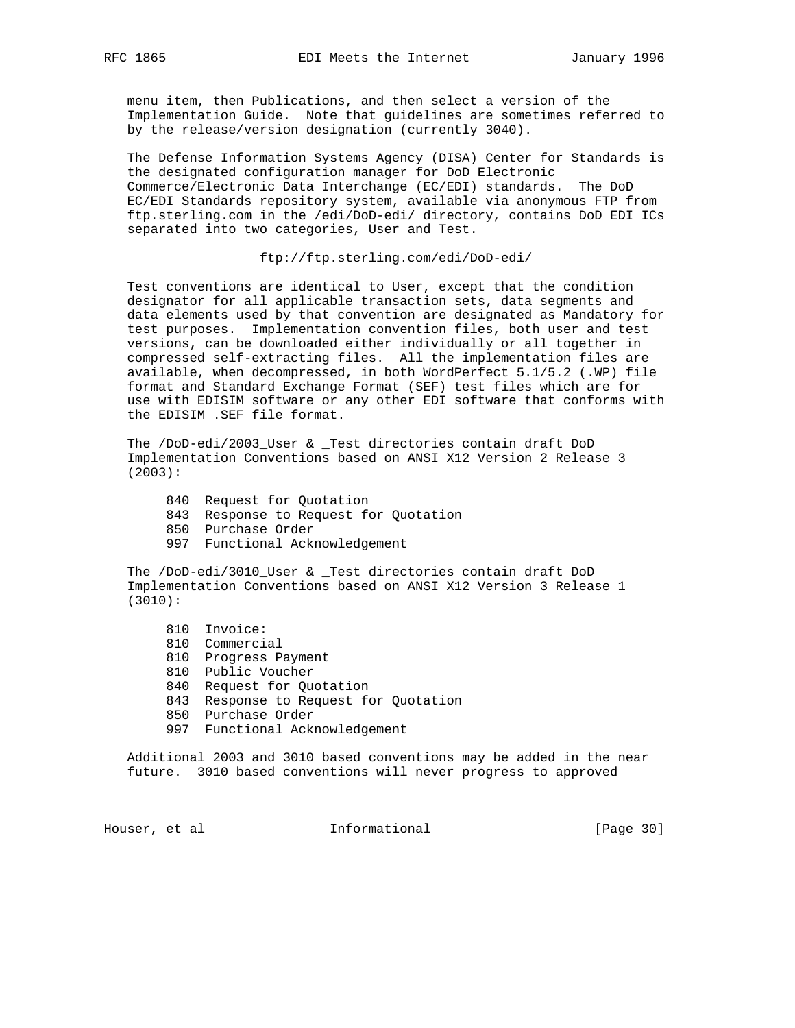menu item, then Publications, and then select a version of the Implementation Guide. Note that guidelines are sometimes referred to by the release/version designation (currently 3040).

The Defense Information Systems Agency (DISA) Center for Standards is the designated configuration manager for DoD Electronic Commerce/Electronic Data Interchange (EC/EDI) standards. The DoD EC/EDI Standards repository system, available via anonymous FTP from ftp.sterling.com in the /edi/DoD-edi/ directory, contains DoD EDI ICs separated into two categories, User and Test.

ftp://ftp.sterling.com/edi/DoD-edi/

Test conventions are identical to User, except that the condition designator for all applicable transaction sets, data segments and data elements used by that convention are designated as Mandatory for test purposes. Implementation convention files, both user and test versions, can be downloaded either individually or all together in compressed self-extracting files. All the implementation files are available, when decompressed, in both WordPerfect 5.1/5.2 (.WP) file format and Standard Exchange Format (SEF) test files which are for use with EDISIM software or any other EDI software that conforms with the EDISIM .SEF file format.

The /DoD-edi/2003_User & _Test directories contain draft DoD Implementation Conventions based on ANSI X12 Version 2 Release 3 (2003):

```
840  Request for Quotation
843  Response to Request for Quotation
850  Purchase Order
997  Functional Acknowledgement
```

The /DoD-edi/3010_User & _Test directories contain draft DoD Implementation Conventions based on ANSI X12 Version 3 Release 1 (3010):

```
810  Invoice:
810  Commercial
810  Progress Payment
810  Public Voucher
840  Request for Quotation
843  Response to Request for Quotation
850  Purchase Order
997  Functional Acknowledgement
```

Additional 2003 and 3010 based conventions may be added in the near future. 3010 based conventions will never progress to approved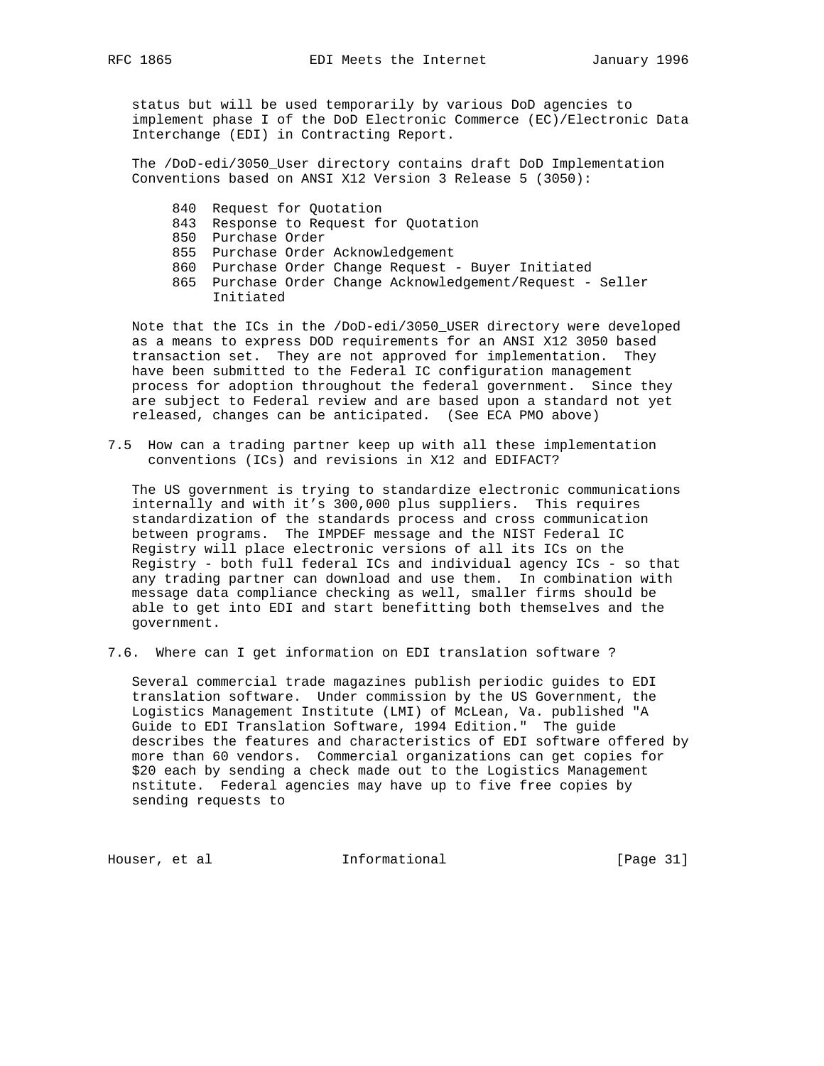status but will be used temporarily by various DoD agencies to implement phase I of the DoD Electronic Commerce (EC)/Electronic Data Interchange (EDI) in Contracting Report.

The /DoD-edi/3050_User directory contains draft DoD Implementation Conventions based on ANSI X12 Version 3 Release 5 (3050):

- 840 Request for Quotation
- 843 Response to Request for Quotation
- 850 Purchase Order
- 855 Purchase Order Acknowledgement
- 860 Purchase Order Change Request - Buyer Initiated
- 865 Purchase Order Change Acknowledgement/Request - Seller Initiated

Note that the ICs in the /DoD-edi/3050_USER directory were developed as a means to express DOD requirements for an ANSI X12 3050 based transaction set. They are not approved for implementation. They have been submitted to the Federal IC configuration management process for adoption throughout the federal government. Since they are subject to Federal review and are based upon a standard not yet released, changes can be anticipated. (See ECA PMO above)

### 7.5 How can a trading partner keep up with all these implementation conventions (ICs) and revisions in X12 and EDIFACT?

The US government is trying to standardize electronic communications internally and with it's 300,000 plus suppliers. This requires standardization of the standards process and cross communication between programs. The IMPDEF message and the NIST Federal IC Registry will place electronic versions of all its ICs on the Registry - both full federal ICs and individual agency ICs - so that any trading partner can download and use them. In combination with message data compliance checking as well, smaller firms should be able to get into EDI and start benefitting both themselves and the government.

### 7.6. Where can I get information on EDI translation software ?

Several commercial trade magazines publish periodic guides to EDI translation software. Under commission by the US Government, the Logistics Management Institute (LMI) of McLean, Va. published "A Guide to EDI Translation Software, 1994 Edition." The guide describes the features and characteristics of EDI software offered by more than 60 vendors. Commercial organizations can get copies for $20 each by sending a check made out to the Logistics Management nstitute. Federal agencies may have up to five free copies by sending requests to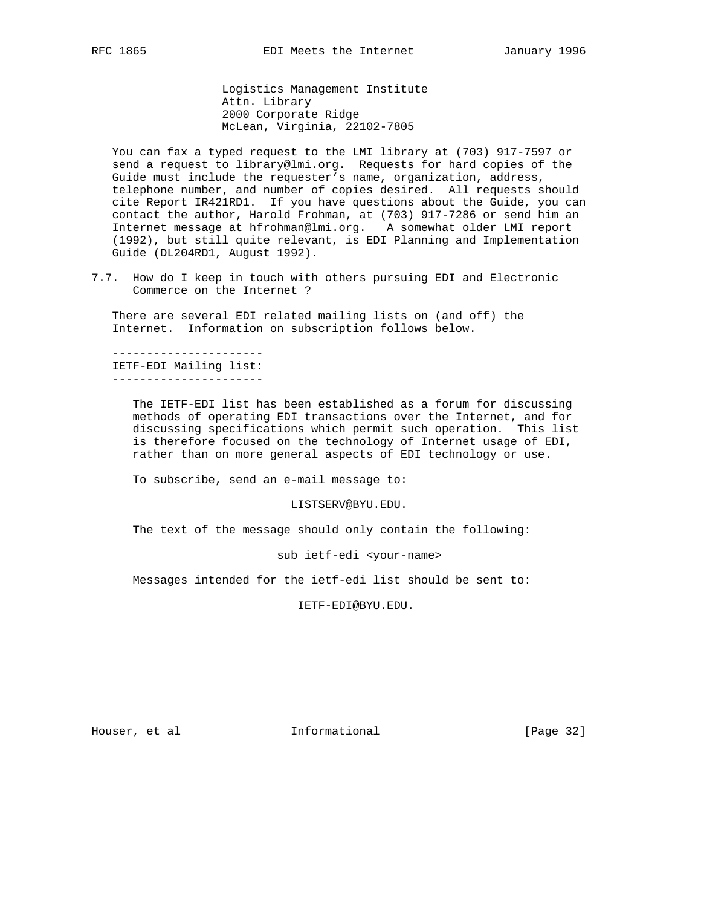Logistics Management Institute
Attn. Library
2000 Corporate Ridge
McLean, Virginia, 22102-7805

You can fax a typed request to the LMI library at (703) 917-7597 or send a request to library@lmi.org. Requests for hard copies of the Guide must include the requester's name, organization, address, telephone number, and number of copies desired. All requests should cite Report IR421RD1. If you have questions about the Guide, you can contact the author, Harold Frohman, at (703) 917-7286 or send him an Internet message at hfrohman@lmi.org. A somewhat older LMI report (1992), but still quite relevant, is EDI Planning and Implementation Guide (DL204RD1, August 1992).

### 7.7. How do I keep in touch with others pursuing EDI and Electronic Commerce on the Internet ?

There are several EDI related mailing lists on (and off) the Internet. Information on subscription follows below.

#### IETF-EDI Mailing list:

The IETF-EDI list has been established as a forum for discussing methods of operating EDI transactions over the Internet, and for discussing specifications which permit such operation. This list is therefore focused on the technology of Internet usage of EDI, rather than on more general aspects of EDI technology or use.

To subscribe, send an e-mail message to:

```
LISTSERV@BYU.EDU.
```

The text of the message should only contain the following:

```
sub ietf-edi <your-name>
```

Messages intended for the ietf-edi list should be sent to:

```
IETF-EDI@BYU.EDU.
```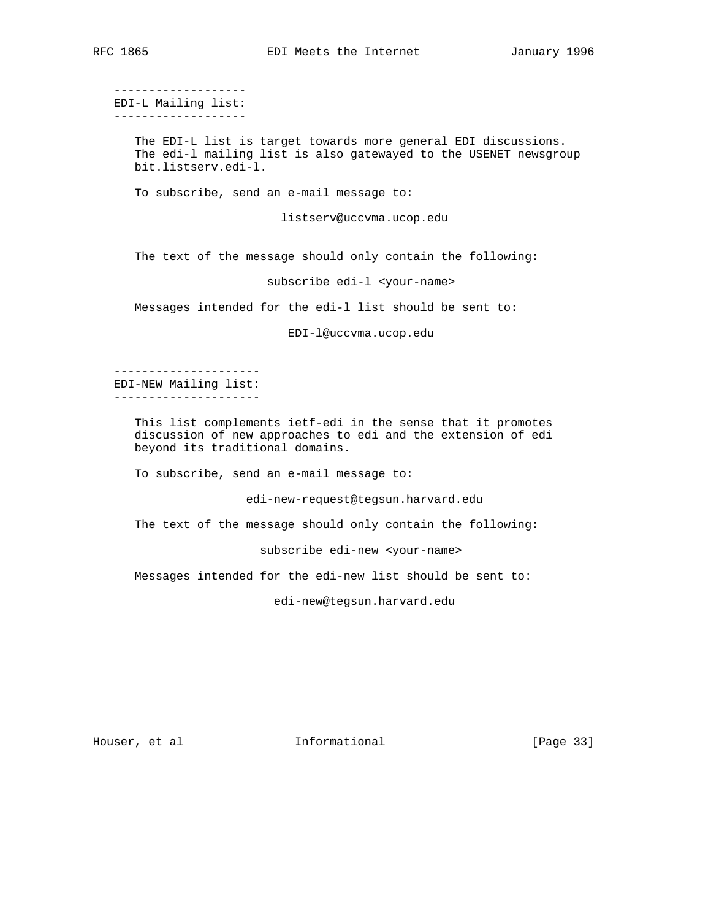### EDI-L Mailing list:

The EDI-L list is target towards more general EDI discussions. The edi-l mailing list is also gatewayed to the USENET newsgroup bit.listserv.edi-l.

To subscribe, send an e-mail message to:

listserv@uccvma.ucop.edu

The text of the message should only contain the following:

subscribe edi-l <your-name>

Messages intended for the edi-l list should be sent to:

EDI-l@uccvma.ucop.edu

### EDI-NEW Mailing list:

This list complements ietf-edi in the sense that it promotes discussion of new approaches to edi and the extension of edi beyond its traditional domains.

To subscribe, send an e-mail message to:

edi-new-request@tegsun.harvard.edu

The text of the message should only contain the following:

subscribe edi-new <your-name>

Messages intended for the edi-new list should be sent to:

edi-new@tegsun.harvard.edu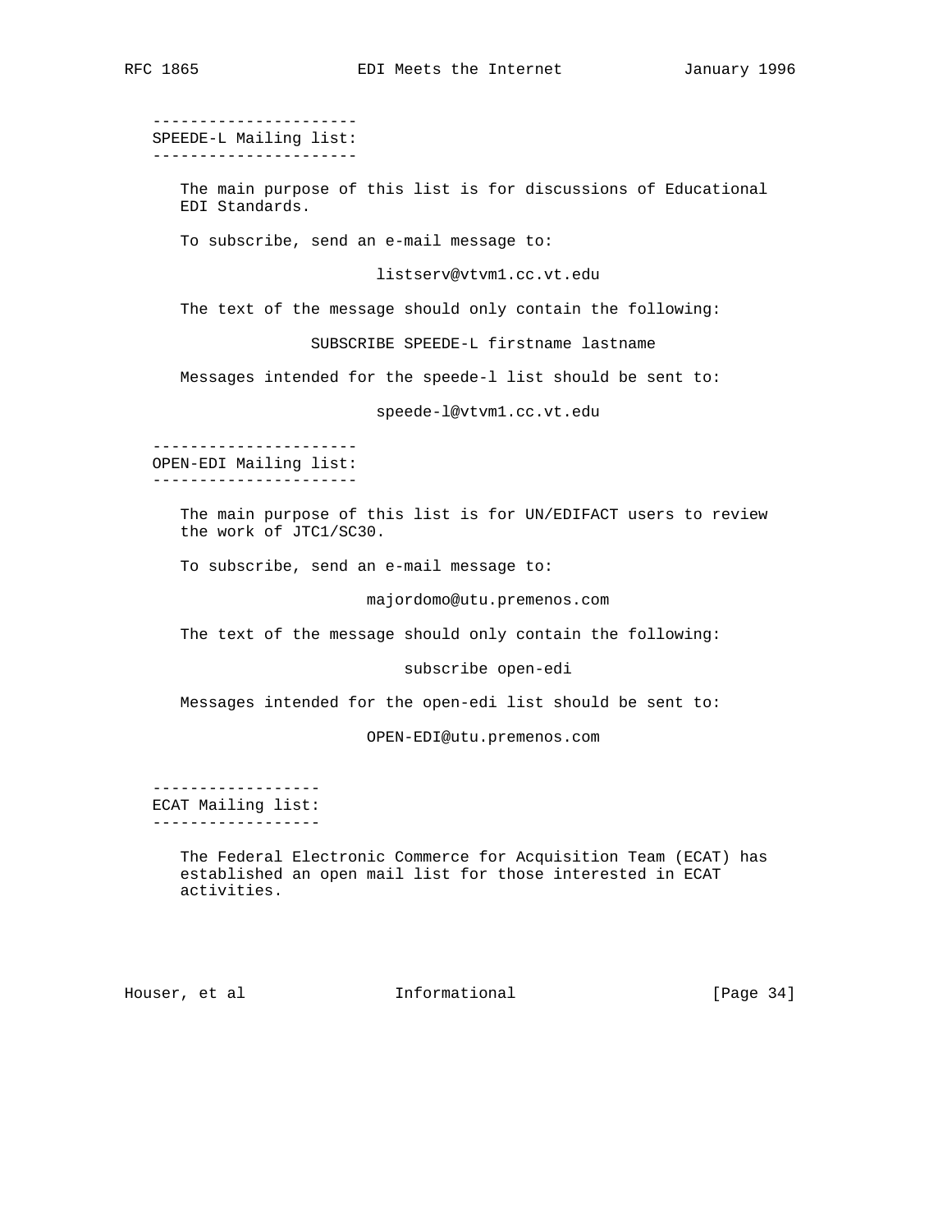### SPEEDE-L Mailing list:

The main purpose of this list is for discussions of Educational EDI Standards.

To subscribe, send an e-mail message to:

listserv@vtvm1.cc.vt.edu

The text of the message should only contain the following:

SUBSCRIBE SPEEDE-L firstname lastname

Messages intended for the speede-l list should be sent to:

speede-l@vtvm1.cc.vt.edu

### OPEN-EDI Mailing list:

The main purpose of this list is for UN/EDIFACT users to review the work of JTC1/SC30.

To subscribe, send an e-mail message to:

majordomo@utu.premenos.com

The text of the message should only contain the following:

subscribe open-edi

Messages intended for the open-edi list should be sent to:

OPEN-EDI@utu.premenos.com

### ECAT Mailing list:

The Federal Electronic Commerce for Acquisition Team (ECAT) has established an open mail list for those interested in ECAT activities.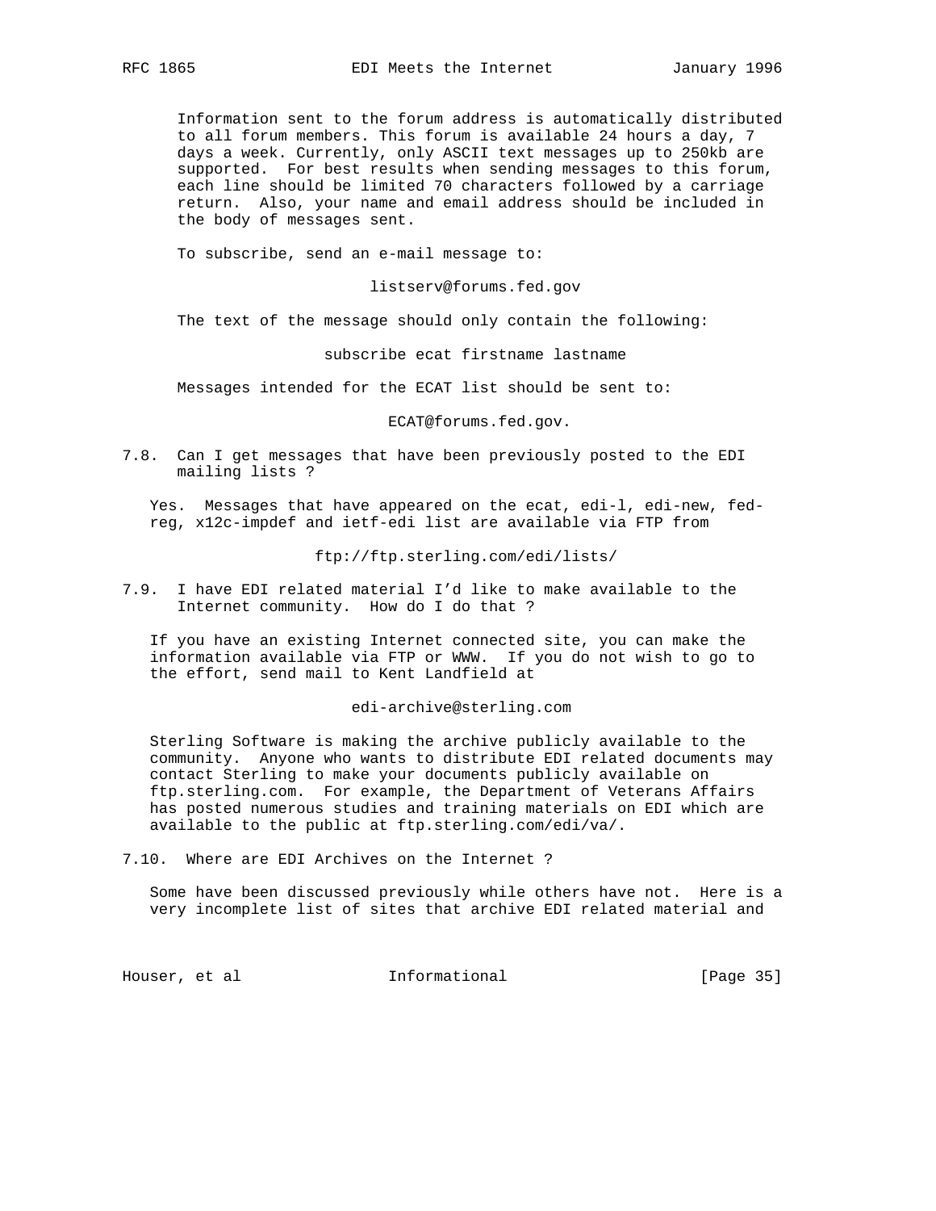Information sent to the forum address is automatically distributed to all forum members. This forum is available 24 hours a day, 7 days a week. Currently, only ASCII text messages up to 250kb are supported. For best results when sending messages to this forum, each line should be limited 70 characters followed by a carriage return. Also, your name and email address should be included in the body of messages sent.

To subscribe, send an e-mail message to:

listserv@forums.fed.gov

The text of the message should only contain the following:

subscribe ecat firstname lastname

Messages intended for the ECAT list should be sent to:

ECAT@forums.fed.gov.

### 7.8. Can I get messages that have been previously posted to the EDI mailing lists ?

Yes. Messages that have appeared on the ecat, edi-l, edi-new, fed-reg, x12c-impdef and ietf-edi list are available via FTP from

ftp://ftp.sterling.com/edi/lists/

### 7.9. I have EDI related material I'd like to make available to the Internet community. How do I do that ?

If you have an existing Internet connected site, you can make the information available via FTP or WWW. If you do not wish to go to the effort, send mail to Kent Landfield at

edi-archive@sterling.com

Sterling Software is making the archive publicly available to the community. Anyone who wants to distribute EDI related documents may contact Sterling to make your documents publicly available on ftp.sterling.com. For example, the Department of Veterans Affairs has posted numerous studies and training materials on EDI which are available to the public at ftp.sterling.com/edi/va/.

### 7.10. Where are EDI Archives on the Internet ?

Some have been discussed previously while others have not. Here is a very incomplete list of sites that archive EDI related material and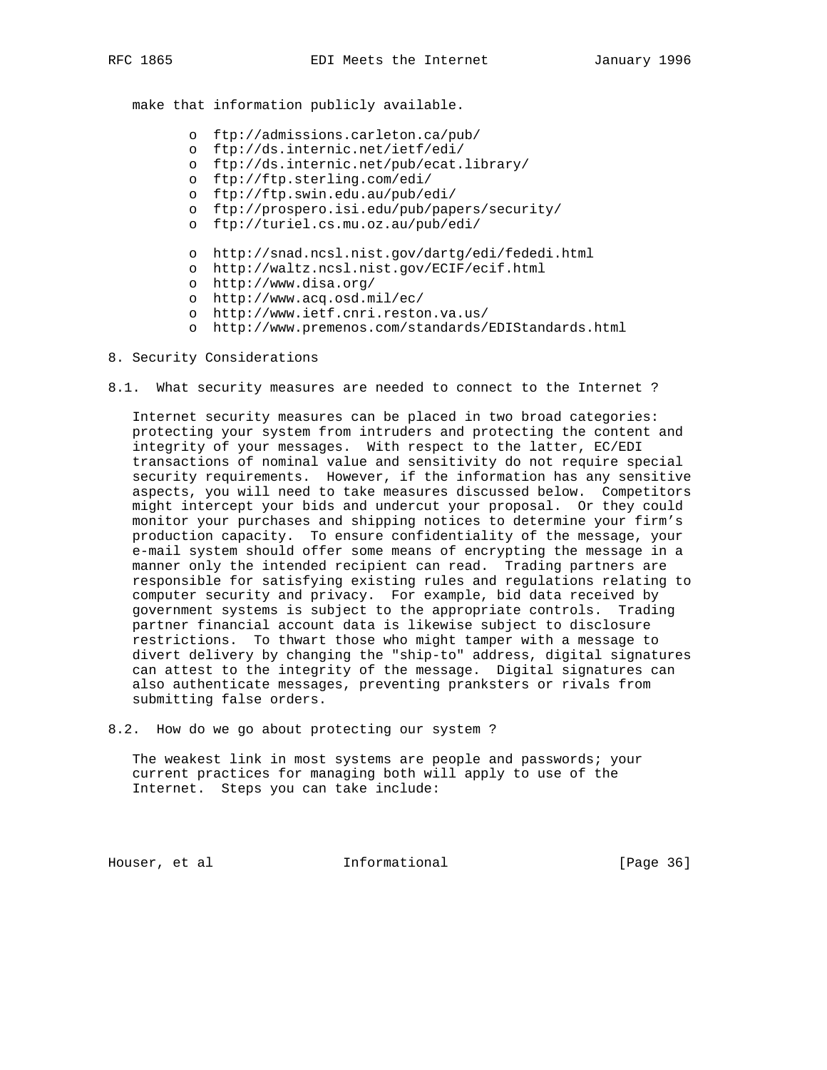make that information publicly available.

- ftp://admissions.carleton.ca/pub/
- ftp://ds.internic.net/ietf/edi/
- ftp://ds.internic.net/pub/ecat.library/
- ftp://ftp.sterling.com/edi/
- ftp://ftp.swin.edu.au/pub/edi/
- ftp://prospero.isi.edu/pub/papers/security/
- ftp://turiel.cs.mu.oz.au/pub/edi/

- http://snad.ncsl.nist.gov/dartg/edi/fededi.html
- http://waltz.ncsl.nist.gov/ECIF/ecif.html
- http://www.disa.org/
- http://www.acq.osd.mil/ec/
- http://www.ietf.cnri.reston.va.us/
- http://www.premenos.com/standards/EDIStandards.html

## 8. Security Considerations

### 8.1. What security measures are needed to connect to the Internet ?

Internet security measures can be placed in two broad categories: protecting your system from intruders and protecting the content and integrity of your messages. With respect to the latter, EC/EDI transactions of nominal value and sensitivity do not require special security requirements. However, if the information has any sensitive aspects, you will need to take measures discussed below. Competitors might intercept your bids and undercut your proposal. Or they could monitor your purchases and shipping notices to determine your firm's production capacity. To ensure confidentiality of the message, your e-mail system should offer some means of encrypting the message in a manner only the intended recipient can read. Trading partners are responsible for satisfying existing rules and regulations relating to computer security and privacy. For example, bid data received by government systems is subject to the appropriate controls. Trading partner financial account data is likewise subject to disclosure restrictions. To thwart those who might tamper with a message to divert delivery by changing the "ship-to" address, digital signatures can attest to the integrity of the message. Digital signatures can also authenticate messages, preventing pranksters or rivals from submitting false orders.

### 8.2. How do we go about protecting our system ?

The weakest link in most systems are people and passwords; your current practices for managing both will apply to use of the Internet. Steps you can take include: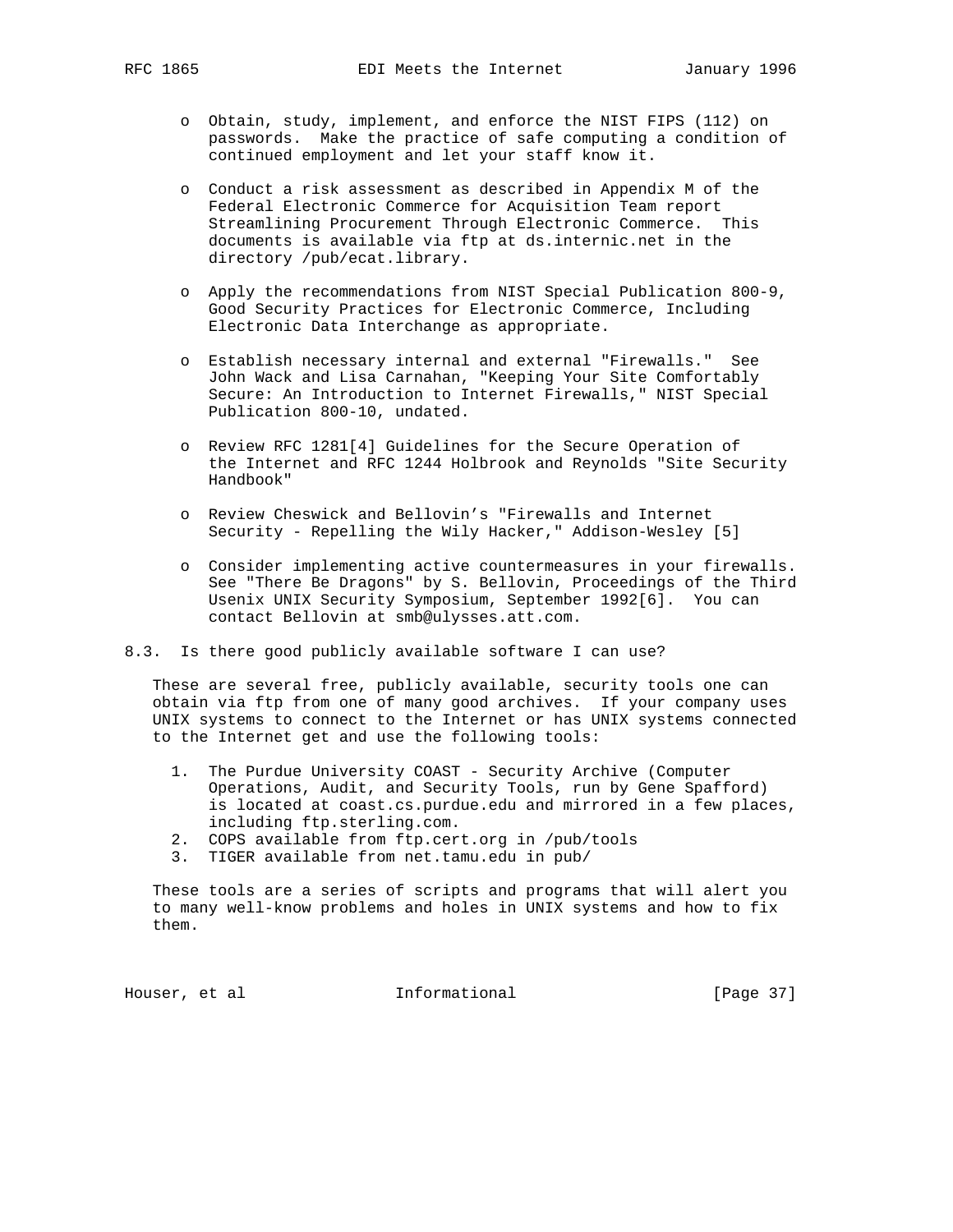- Obtain, study, implement, and enforce the NIST FIPS (112) on passwords. Make the practice of safe computing a condition of continued employment and let your staff know it.

- Conduct a risk assessment as described in Appendix M of the Federal Electronic Commerce for Acquisition Team report Streamlining Procurement Through Electronic Commerce. This documents is available via ftp at ds.internic.net in the directory /pub/ecat.library.

- Apply the recommendations from NIST Special Publication 800-9, Good Security Practices for Electronic Commerce, Including Electronic Data Interchange as appropriate.

- Establish necessary internal and external "Firewalls." See John Wack and Lisa Carnahan, "Keeping Your Site Comfortably Secure: An Introduction to Internet Firewalls," NIST Special Publication 800-10, undated.

- Review RFC 1281[4] Guidelines for the Secure Operation of the Internet and RFC 1244 Holbrook and Reynolds "Site Security Handbook"

- Review Cheswick and Bellovin's "Firewalls and Internet Security - Repelling the Wily Hacker," Addison-Wesley [5]

- Consider implementing active countermeasures in your firewalls. See "There Be Dragons" by S. Bellovin, Proceedings of the Third Usenix UNIX Security Symposium, September 1992[6]. You can contact Bellovin at smb@ulysses.att.com.

## 8.3. Is there good publicly available software I can use?

These are several free, publicly available, security tools one can obtain via ftp from one of many good archives. If your company uses UNIX systems to connect to the Internet or has UNIX systems connected to the Internet get and use the following tools:

1. The Purdue University COAST - Security Archive (Computer Operations, Audit, and Security Tools, run by Gene Spafford) is located at coast.cs.purdue.edu and mirrored in a few places, including ftp.sterling.com.
2. COPS available from ftp.cert.org in /pub/tools
3. TIGER available from net.tamu.edu in pub/

These tools are a series of scripts and programs that will alert you to many well-know problems and holes in UNIX systems and how to fix them.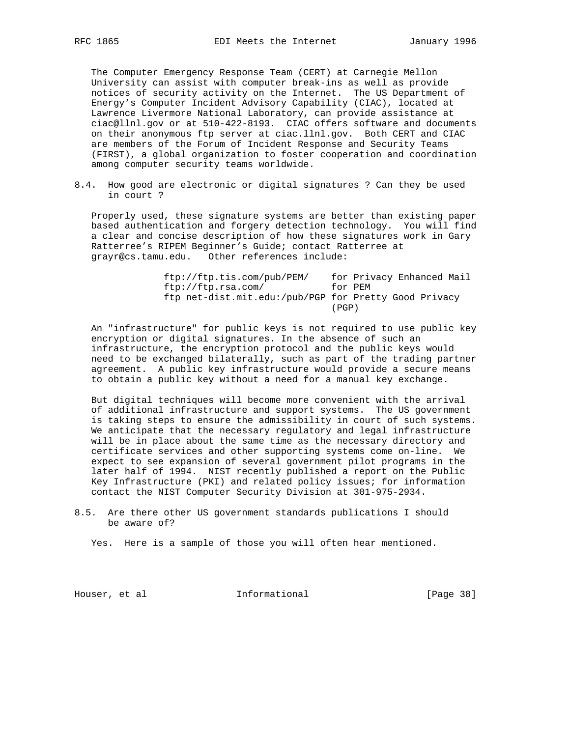The Computer Emergency Response Team (CERT) at Carnegie Mellon University can assist with computer break-ins as well as provide notices of security activity on the Internet. The US Department of Energy's Computer Incident Advisory Capability (CIAC), located at Lawrence Livermore National Laboratory, can provide assistance at ciac@llnl.gov or at 510-422-8193. CIAC offers software and documents on their anonymous ftp server at ciac.llnl.gov. Both CERT and CIAC are members of the Forum of Incident Response and Security Teams (FIRST), a global organization to foster cooperation and coordination among computer security teams worldwide.

### 8.4. How good are electronic or digital signatures ? Can they be used in court ?

Properly used, these signature systems are better than existing paper based authentication and forgery detection technology. You will find a clear and concise description of how these signatures work in Gary Ratterree's RIPEM Beginner's Guide; contact Ratterree at grayr@cs.tamu.edu. Other references include:

```
ftp://ftp.tis.com/pub/PEM/    for Privacy Enhanced Mail
ftp://ftp.rsa.com/            for PEM
ftp net-dist.mit.edu:/pub/PGP for Pretty Good Privacy
                              (PGP)
```

An "infrastructure" for public keys is not required to use public key encryption or digital signatures. In the absence of such an infrastructure, the encryption protocol and the public keys would need to be exchanged bilaterally, such as part of the trading partner agreement. A public key infrastructure would provide a secure means to obtain a public key without a need for a manual key exchange.

But digital techniques will become more convenient with the arrival of additional infrastructure and support systems. The US government is taking steps to ensure the admissibility in court of such systems. We anticipate that the necessary regulatory and legal infrastructure will be in place about the same time as the necessary directory and certificate services and other supporting systems come on-line. We expect to see expansion of several government pilot programs in the later half of 1994. NIST recently published a report on the Public Key Infrastructure (PKI) and related policy issues; for information contact the NIST Computer Security Division at 301-975-2934.

### 8.5. Are there other US government standards publications I should be aware of?

Yes. Here is a sample of those you will often hear mentioned.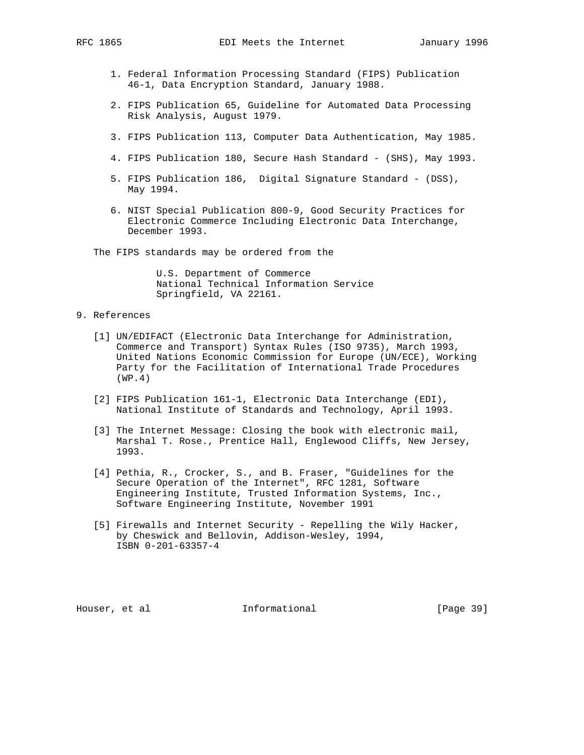1. Federal Information Processing Standard (FIPS) Publication 46-1, Data Encryption Standard, January 1988.

2. FIPS Publication 65, Guideline for Automated Data Processing Risk Analysis, August 1979.

3. FIPS Publication 113, Computer Data Authentication, May 1985.

4. FIPS Publication 180, Secure Hash Standard - (SHS), May 1993.

5. FIPS Publication 186, Digital Signature Standard - (DSS), May 1994.

6. NIST Special Publication 800-9, Good Security Practices for Electronic Commerce Including Electronic Data Interchange, December 1993.

The FIPS standards may be ordered from the

U.S. Department of Commerce
National Technical Information Service
Springfield, VA 22161.

## 9. References

[1] UN/EDIFACT (Electronic Data Interchange for Administration, Commerce and Transport) Syntax Rules (ISO 9735), March 1993, United Nations Economic Commission for Europe (UN/ECE), Working Party for the Facilitation of International Trade Procedures (WP.4)

[2] FIPS Publication 161-1, Electronic Data Interchange (EDI), National Institute of Standards and Technology, April 1993.

[3] The Internet Message: Closing the book with electronic mail, Marshal T. Rose., Prentice Hall, Englewood Cliffs, New Jersey, 1993.

[4] Pethia, R., Crocker, S., and B. Fraser, "Guidelines for the Secure Operation of the Internet", RFC 1281, Software Engineering Institute, Trusted Information Systems, Inc., Software Engineering Institute, November 1991

[5] Firewalls and Internet Security - Repelling the Wily Hacker, by Cheswick and Bellovin, Addison-Wesley, 1994, ISBN 0-201-63357-4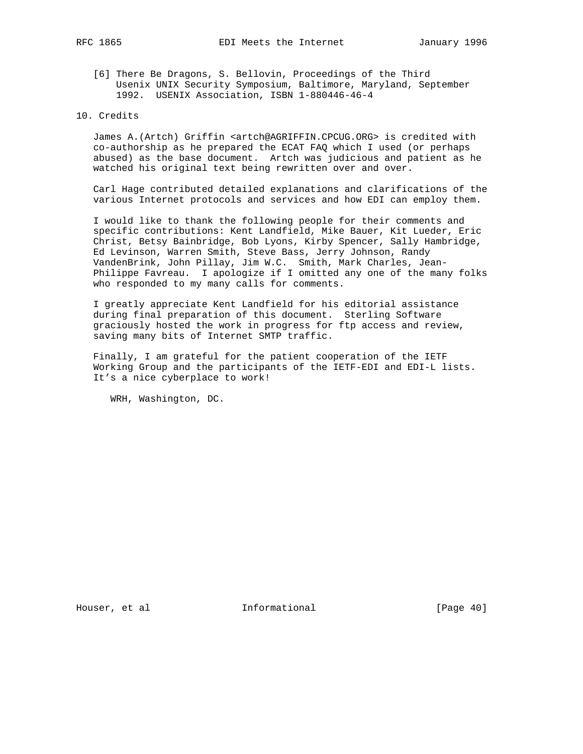[6] There Be Dragons, S. Bellovin, Proceedings of the Third Usenix UNIX Security Symposium, Baltimore, Maryland, September 1992. USENIX Association, ISBN 1-880446-46-4

## 10. Credits

James A.(Artch) Griffin <artch@AGRIFFIN.CPCUG.ORG> is credited with co-authorship as he prepared the ECAT FAQ which I used (or perhaps abused) as the base document. Artch was judicious and patient as he watched his original text being rewritten over and over.

Carl Hage contributed detailed explanations and clarifications of the various Internet protocols and services and how EDI can employ them.

I would like to thank the following people for their comments and specific contributions: Kent Landfield, Mike Bauer, Kit Lueder, Eric Christ, Betsy Bainbridge, Bob Lyons, Kirby Spencer, Sally Hambridge, Ed Levinson, Warren Smith, Steve Bass, Jerry Johnson, Randy VandenBrink, John Pillay, Jim W.C. Smith, Mark Charles, Jean-Philippe Favreau. I apologize if I omitted any one of the many folks who responded to my many calls for comments.

I greatly appreciate Kent Landfield for his editorial assistance during final preparation of this document. Sterling Software graciously hosted the work in progress for ftp access and review, saving many bits of Internet SMTP traffic.

Finally, I am grateful for the patient cooperation of the IETF Working Group and the participants of the IETF-EDI and EDI-L lists. It's a nice cyberplace to work!

WRH, Washington, DC.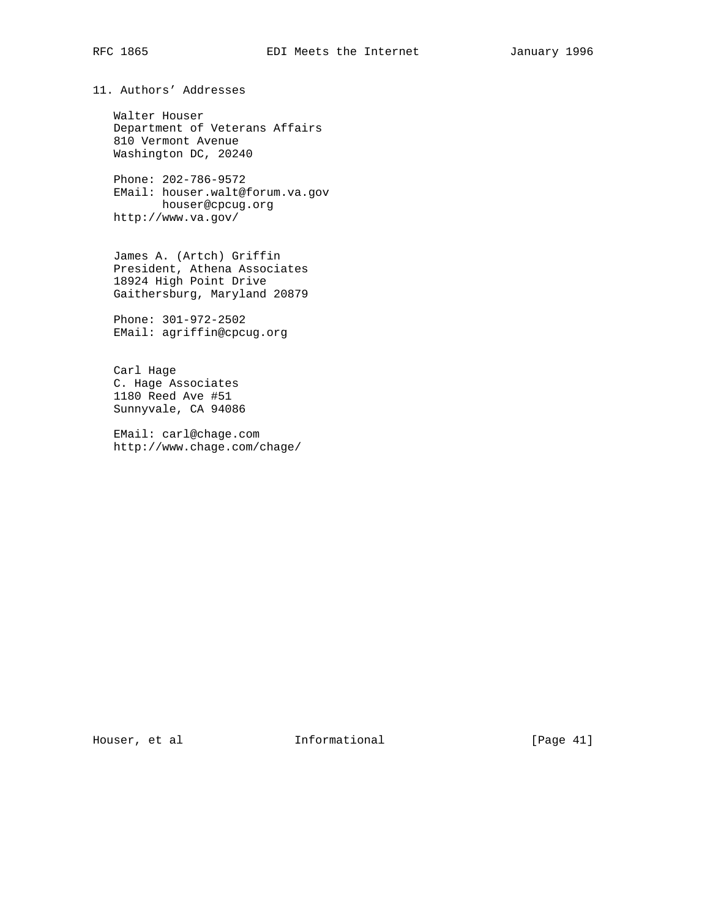## 11. Authors' Addresses

Walter Houser
Department of Veterans Affairs
810 Vermont Avenue
Washington DC, 20240

Phone: 202-786-9572
EMail: houser.walt@forum.va.gov
       houser@cpcug.org
http://www.va.gov/

James A. (Artch) Griffin
President, Athena Associates
18924 High Point Drive
Gaithersburg, Maryland 20879

Phone: 301-972-2502
EMail: agriffin@cpcug.org

Carl Hage
C. Hage Associates
1180 Reed Ave #51
Sunnyvale, CA 94086

EMail: carl@chage.com
http://www.chage.com/chage/